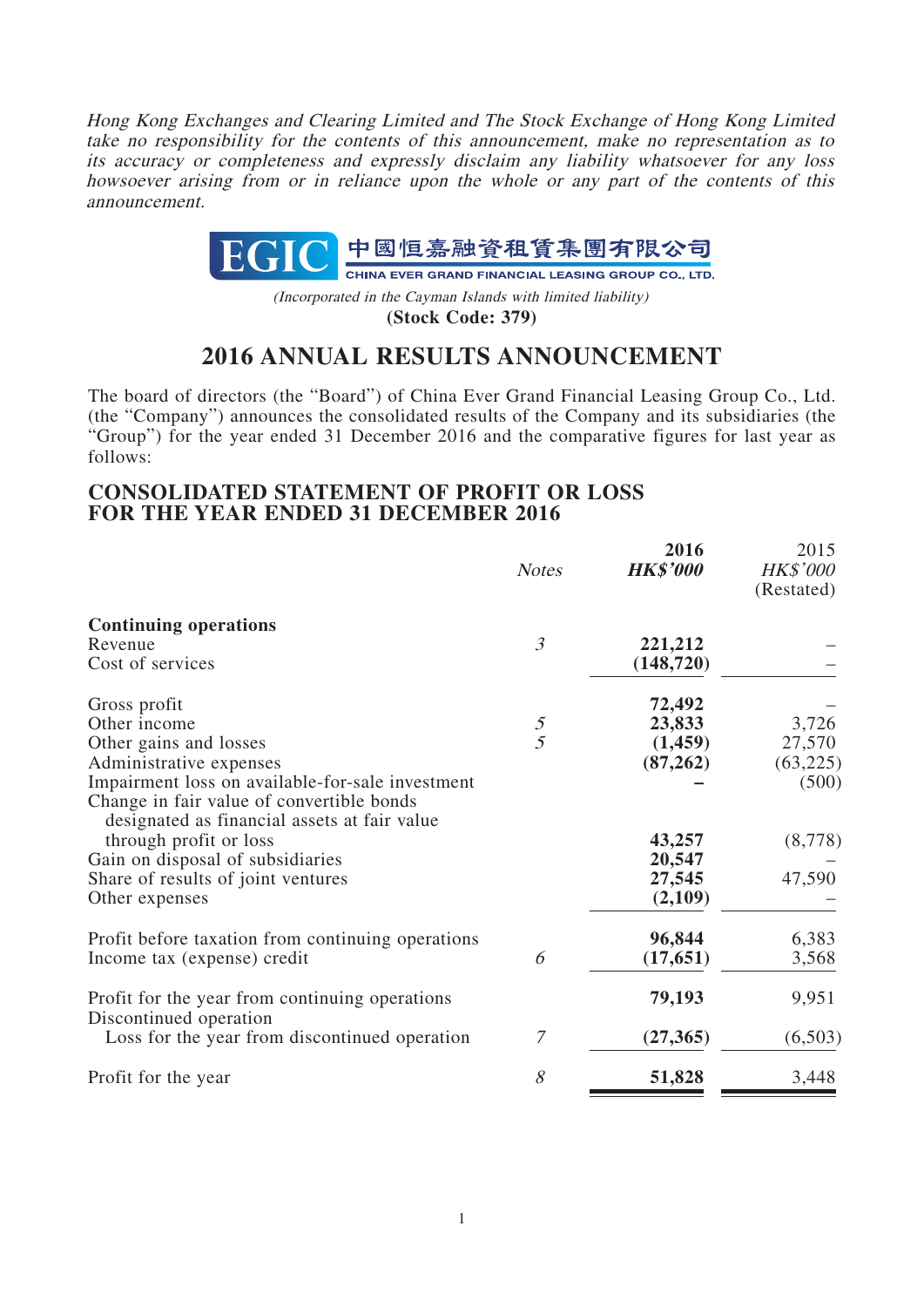*Hong Kong Exchanges and Clearing Limited and The Stock Exchange of Hong Kong Limited take no responsibility for the contents of this announcement, make no representation as to its accuracy or completeness and expressly disclaim any liability whatsoever for any loss howsoever arising from or in reliance upon the whole or any part of the contents of this announcement.*

**EGIC 中國恒嘉融資租賃集團有限公司**

**CHINA EVER GRAND FINANCIAL LEASING GROUP CO., LTD.**

*(Incorporated in the Cayman Islands with limited liability)*

**(Stock Code: 379)**

# 2016 ANNUAL RESULTS ANNOUNCEMENT

The board of directors (the "Board") of China Ever Grand Financial Leasing Group Co., Ltd. (the "Company") announces the consolidated results of the Company and its subsidiaries (the "Group") for the year ended 31 December 2016 and the comparative figures for last year as follows:

## CONSOLIDATED STATEMENT OF PROFIT OR LOSS FOR THE YEAR ENDED 31 DECEMBER 2016

| | *Notes* | **2016** **HK$'000** | 2015 HK$'000 (Restated) |
|---|---|---|---|
| **Continuing operations** | | | |
| Revenue | *3* | **221,212** | – |
| Cost of services | | **(148,720)** | – |
| Gross profit | | **72,492** | – |
| Other income | *5* | **23,833** | 3,726 |
| Other gains and losses | *5* | **(1,459)** | 27,570 |
| Administrative expenses | | **(87,262)** | (63,225) |
| Impairment loss on available-for-sale investment | | **–** | (500) |
| Change in fair value of convertible bonds designated as financial assets at fair value through profit or loss | | **43,257** | (8,778) |
| Gain on disposal of subsidiaries | | **20,547** | – |
| Share of results of joint ventures | | **27,545** | 47,590 |
| Other expenses | | **(2,109)** | – |
| Profit before taxation from continuing operations | | **96,844** | 6,383 |
| Income tax (expense) credit | *6* | **(17,651)** | 3,568 |
| Profit for the year from continuing operations | | **79,193** | 9,951 |
| Discontinued operation | | | |
| Loss for the year from discontinued operation | *7* | **(27,365)** | (6,503) |
| Profit for the year | *8* | **51,828** | 3,448 |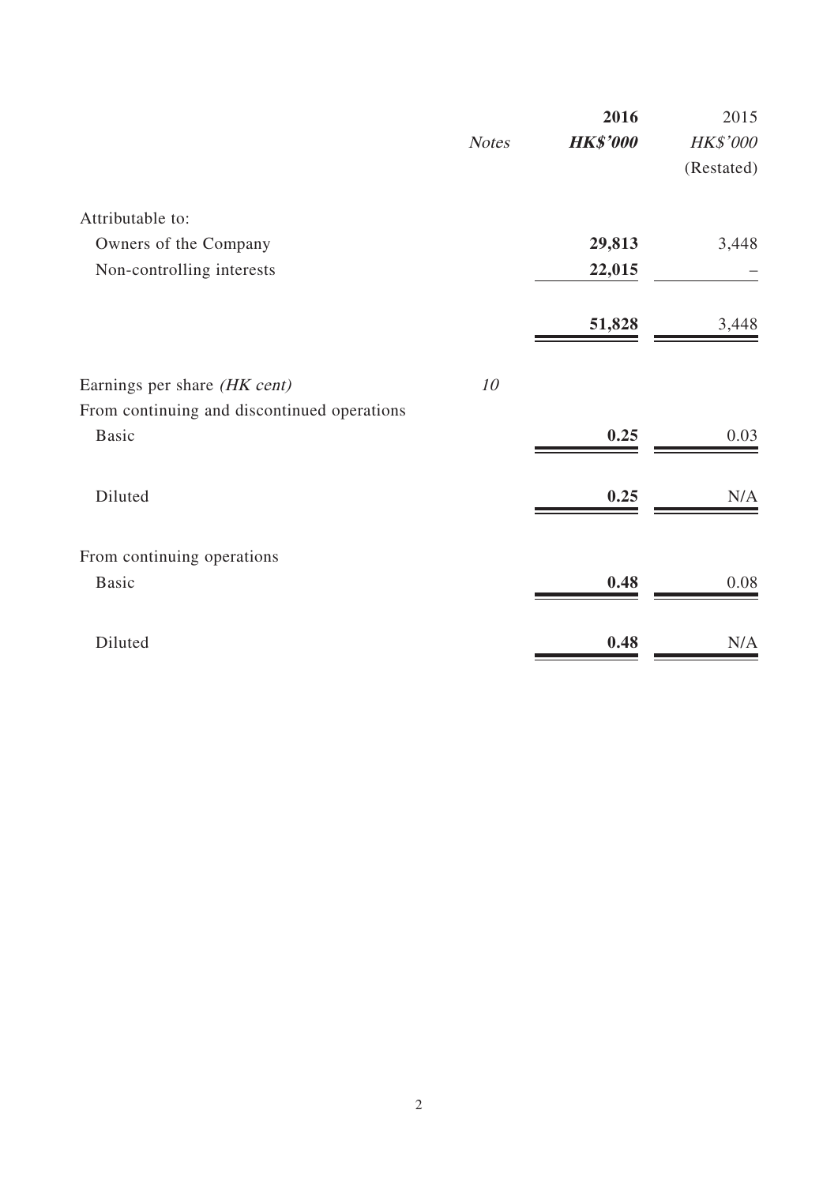| | *Notes* | **2016** | 2015 |
|---|---|---|---|
| | | ***HK$'000*** | *HK$'000* |
| | | | (Restated) |
| Attributable to: | | | |
| Owners of the Company | | **29,813** | 3,448 |
| Non-controlling interests | | **22,015** | – |
| | | **51,828** | 3,448 |
| Earnings per share *(HK cent)* | *10* | | |
| From continuing and discontinued operations | | | |
| Basic | | **0.25** | 0.03 |
| Diluted | | **0.25** | N/A |
| From continuing operations | | | |
| Basic | | **0.48** | 0.08 |
| Diluted | | **0.48** | N/A |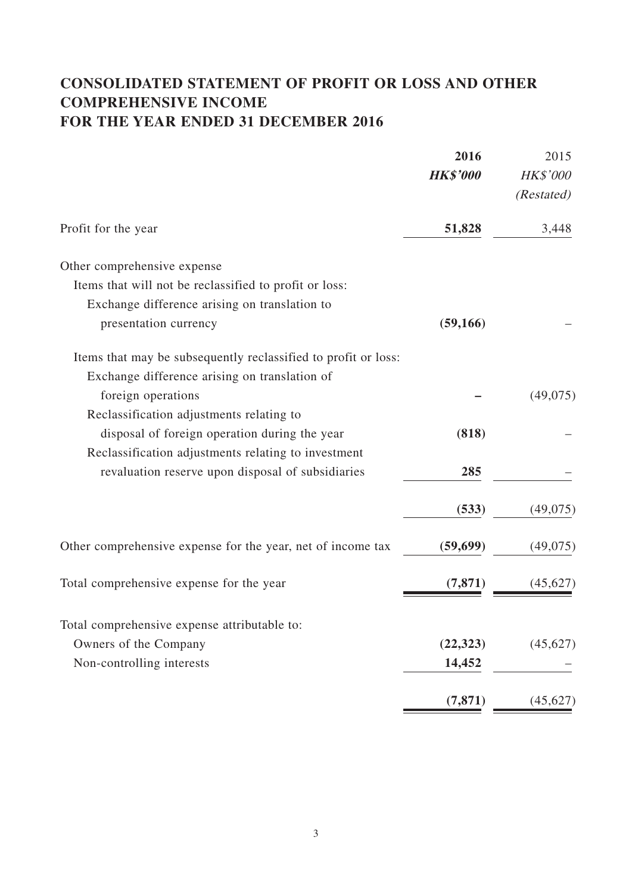# CONSOLIDATED STATEMENT OF PROFIT OR LOSS AND OTHER COMPREHENSIVE INCOME FOR THE YEAR ENDED 31 DECEMBER 2016

| | **2016** | 2015 |
|---|---|---|
| | ***HK$'000*** | *HK$'000* |
| | | *(Restated)* |
| Profit for the year | **51,828** | 3,448 |
| Other comprehensive expense | | |
| Items that will not be reclassified to profit or loss: | | |
| Exchange difference arising on translation to presentation currency | **(59,166)** | – |
| Items that may be subsequently reclassified to profit or loss: | | |
| Exchange difference arising on translation of foreign operations | **–** | (49,075) |
| Reclassification adjustments relating to disposal of foreign operation during the year | **(818)** | – |
| Reclassification adjustments relating to investment revaluation reserve upon disposal of subsidiaries | **285** | – |
| | **(533)** | (49,075) |
| Other comprehensive expense for the year, net of income tax | **(59,699)** | (49,075) |
| Total comprehensive expense for the year | **(7,871)** | (45,627) |
| Total comprehensive expense attributable to: | | |
| Owners of the Company | **(22,323)** | (45,627) |
| Non-controlling interests | **14,452** | – |
| | **(7,871)** | (45,627) |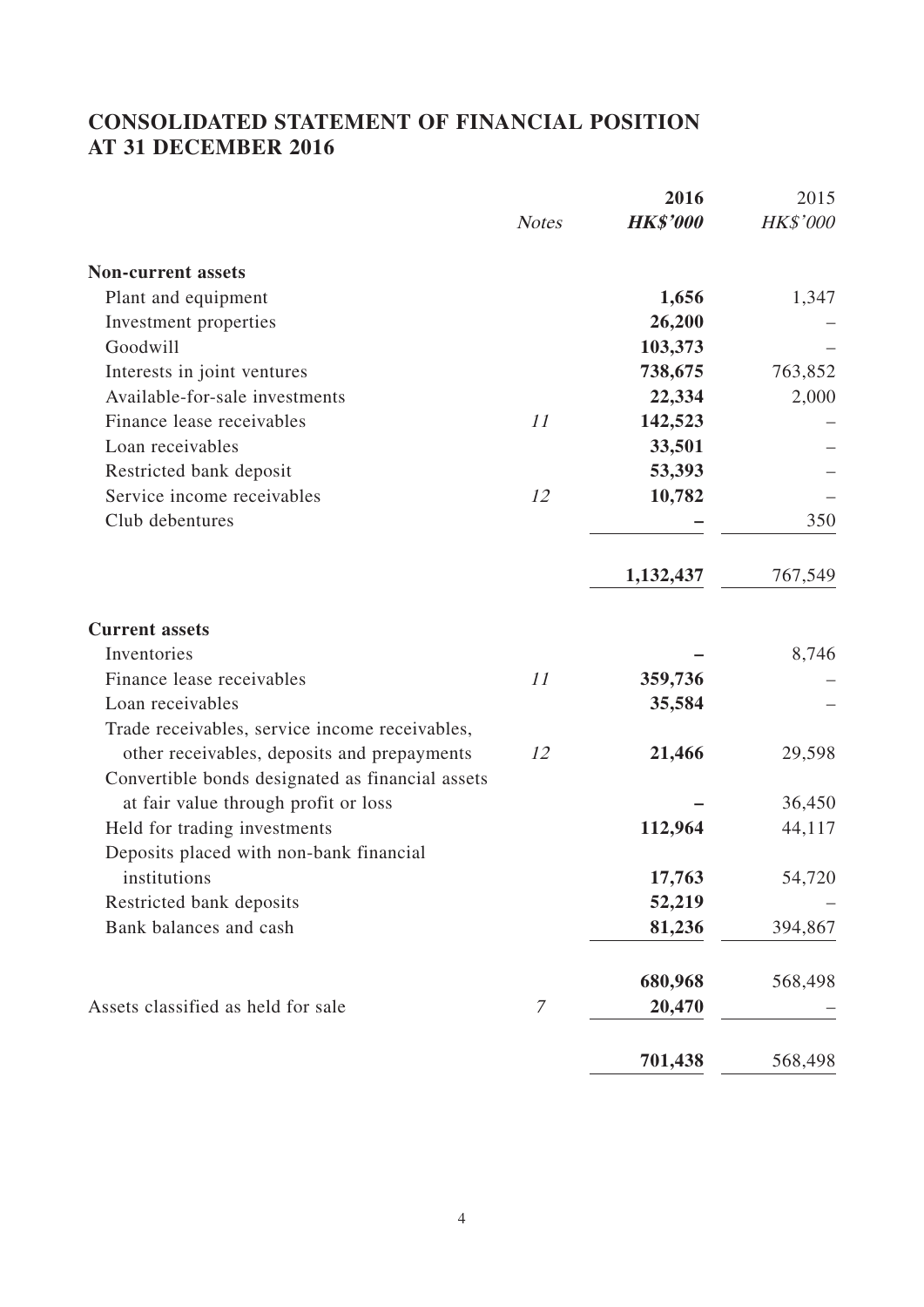# CONSOLIDATED STATEMENT OF FINANCIAL POSITION
# AT 31 DECEMBER 2016

| | *Notes* | **2016** | 2015 |
|---|---|---|---|
| | | ***HK$'000*** | *HK$'000* |
| **Non-current assets** | | | |
| Plant and equipment | | **1,656** | 1,347 |
| Investment properties | | **26,200** | – |
| Goodwill | | **103,373** | – |
| Interests in joint ventures | | **738,675** | 763,852 |
| Available-for-sale investments | | **22,334** | 2,000 |
| Finance lease receivables | *11* | **142,523** | – |
| Loan receivables | | **33,501** | – |
| Restricted bank deposit | | **53,393** | – |
| Service income receivables | *12* | **10,782** | – |
| Club debentures | | **–** | 350 |
| | | **1,132,437** | 767,549 |
| **Current assets** | | | |
| Inventories | | **–** | 8,746 |
| Finance lease receivables | *11* | **359,736** | – |
| Loan receivables | | **35,584** | – |
| Trade receivables, service income receivables, other receivables, deposits and prepayments | *12* | **21,466** | 29,598 |
| Convertible bonds designated as financial assets at fair value through profit or loss | | **–** | 36,450 |
| Held for trading investments | | **112,964** | 44,117 |
| Deposits placed with non-bank financial institutions | | **17,763** | 54,720 |
| Restricted bank deposits | | **52,219** | – |
| Bank balances and cash | | **81,236** | 394,867 |
| | | **680,968** | 568,498 |
| Assets classified as held for sale | *7* | **20,470** | – |
| | | **701,438** | 568,498 |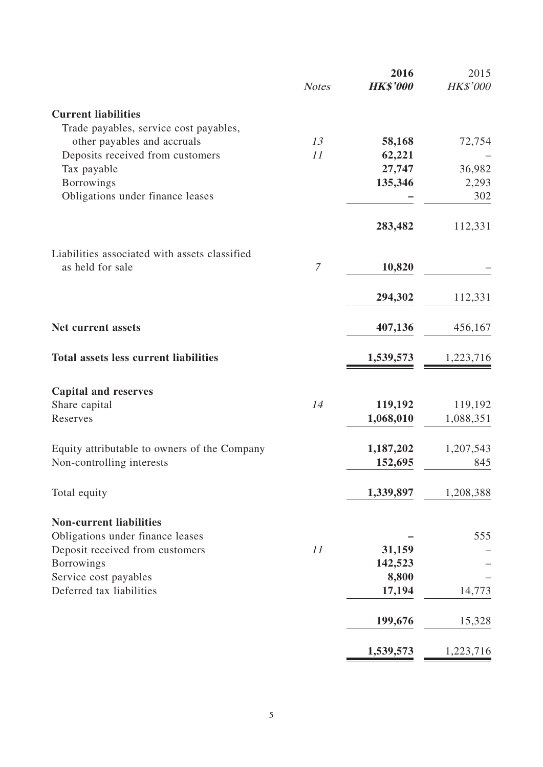| | Notes | 2016 HK$'000 | 2015 HK$'000 |
|---|---|---|---|
| **Current liabilities** | | | |
| Trade payables, service cost payables, other payables and accruals | 13 | **58,168** | 72,754 |
| Deposits received from customers | 11 | **62,221** | – |
| Tax payable | | **27,747** | 36,982 |
| Borrowings | | **135,346** | 2,293 |
| Obligations under finance leases | | **–** | 302 |
| | | **283,482** | 112,331 |
| Liabilities associated with assets classified as held for sale | 7 | **10,820** | – |
| | | **294,302** | 112,331 |
| **Net current assets** | | **407,136** | 456,167 |
| **Total assets less current liabilities** | | **1,539,573** | 1,223,716 |
| **Capital and reserves** | | | |
| Share capital | 14 | **119,192** | 119,192 |
| Reserves | | **1,068,010** | 1,088,351 |
| Equity attributable to owners of the Company | | **1,187,202** | 1,207,543 |
| Non-controlling interests | | **152,695** | 845 |
| Total equity | | **1,339,897** | 1,208,388 |
| **Non-current liabilities** | | | |
| Obligations under finance leases | | **–** | 555 |
| Deposit received from customers | 11 | **31,159** | – |
| Borrowings | | **142,523** | – |
| Service cost payables | | **8,800** | – |
| Deferred tax liabilities | | **17,194** | 14,773 |
| | | **199,676** | 15,328 |
| | | **1,539,573** | 1,223,716 |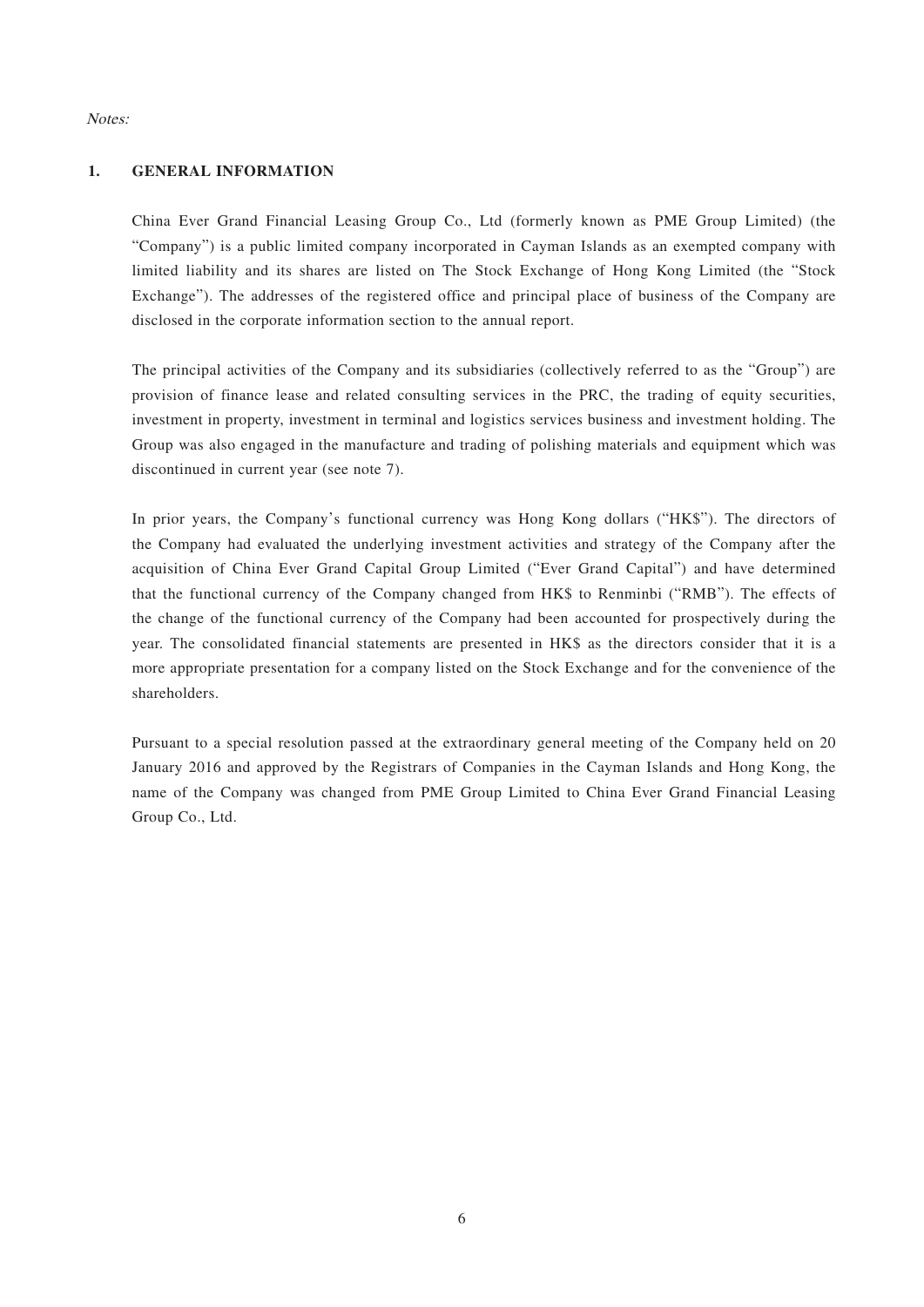*Notes:*

## 1. GENERAL INFORMATION

China Ever Grand Financial Leasing Group Co., Ltd (formerly known as PME Group Limited) (the "Company") is a public limited company incorporated in Cayman Islands as an exempted company with limited liability and its shares are listed on The Stock Exchange of Hong Kong Limited (the "Stock Exchange"). The addresses of the registered office and principal place of business of the Company are disclosed in the corporate information section to the annual report.

The principal activities of the Company and its subsidiaries (collectively referred to as the "Group") are provision of finance lease and related consulting services in the PRC, the trading of equity securities, investment in property, investment in terminal and logistics services business and investment holding. The Group was also engaged in the manufacture and trading of polishing materials and equipment which was discontinued in current year (see note 7).

In prior years, the Company's functional currency was Hong Kong dollars ("HK$"). The directors of the Company had evaluated the underlying investment activities and strategy of the Company after the acquisition of China Ever Grand Capital Group Limited ("Ever Grand Capital") and have determined that the functional currency of the Company changed from HK$ to Renminbi ("RMB"). The effects of the change of the functional currency of the Company had been accounted for prospectively during the year. The consolidated financial statements are presented in HK$ as the directors consider that it is a more appropriate presentation for a company listed on the Stock Exchange and for the convenience of the shareholders.

Pursuant to a special resolution passed at the extraordinary general meeting of the Company held on 20 January 2016 and approved by the Registrars of Companies in the Cayman Islands and Hong Kong, the name of the Company was changed from PME Group Limited to China Ever Grand Financial Leasing Group Co., Ltd.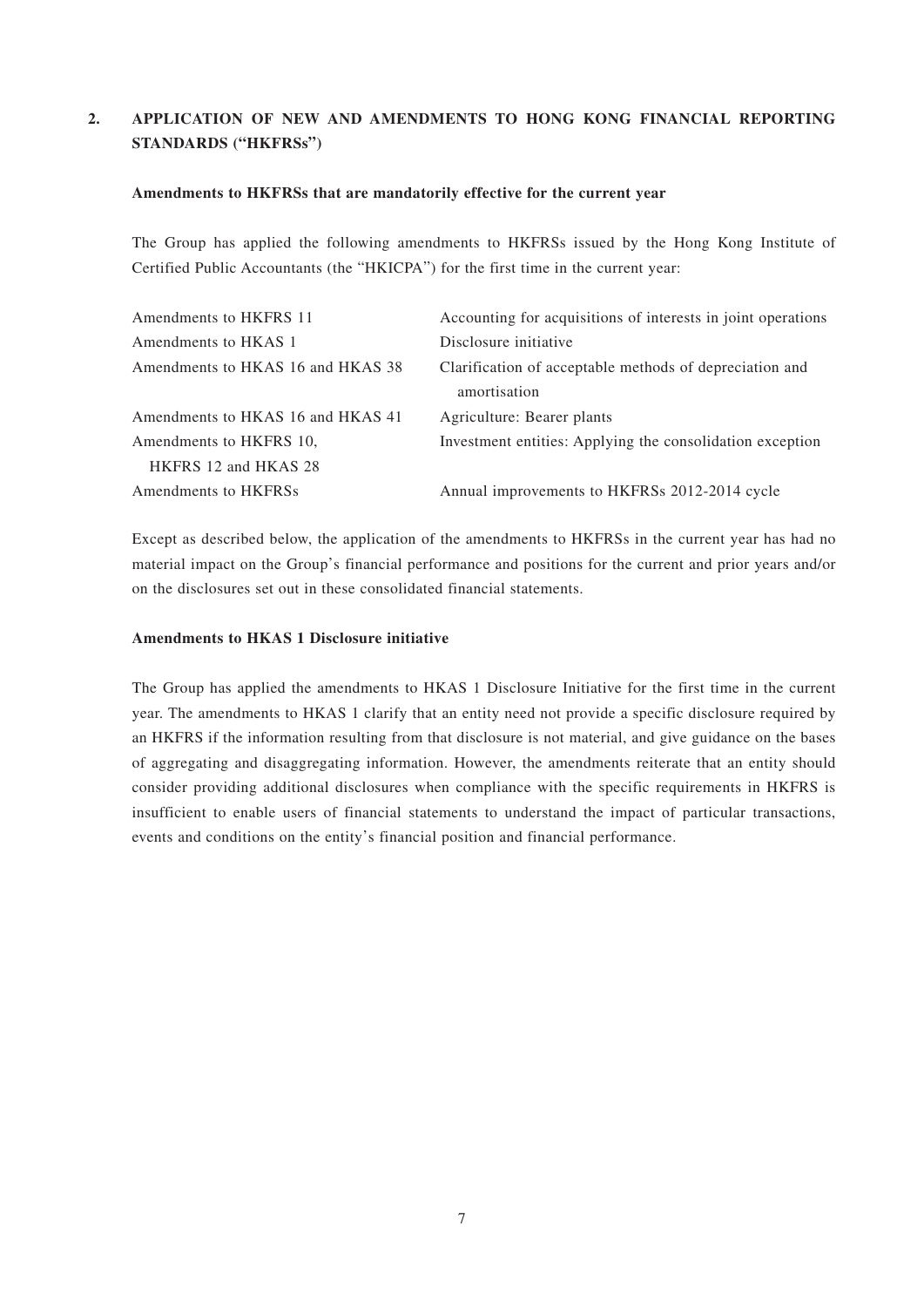## 2. APPLICATION OF NEW AND AMENDMENTS TO HONG KONG FINANCIAL REPORTING STANDARDS ("HKFRSs")

### Amendments to HKFRSs that are mandatorily effective for the current year

The Group has applied the following amendments to HKFRSs issued by the Hong Kong Institute of Certified Public Accountants (the "HKICPA") for the first time in the current year:

| | |
|---|---|
| Amendments to HKFRS 11 | Accounting for acquisitions of interests in joint operations |
| Amendments to HKAS 1 | Disclosure initiative |
| Amendments to HKAS 16 and HKAS 38 | Clarification of acceptable methods of depreciation and amortisation |
| Amendments to HKAS 16 and HKAS 41 | Agriculture: Bearer plants |
| Amendments to HKFRS 10, HKFRS 12 and HKAS 28 | Investment entities: Applying the consolidation exception |
| Amendments to HKFRSs | Annual improvements to HKFRSs 2012-2014 cycle |

Except as described below, the application of the amendments to HKFRSs in the current year has had no material impact on the Group's financial performance and positions for the current and prior years and/or on the disclosures set out in these consolidated financial statements.

### Amendments to HKAS 1 Disclosure initiative

The Group has applied the amendments to HKAS 1 Disclosure Initiative for the first time in the current year. The amendments to HKAS 1 clarify that an entity need not provide a specific disclosure required by an HKFRS if the information resulting from that disclosure is not material, and give guidance on the bases of aggregating and disaggregating information. However, the amendments reiterate that an entity should consider providing additional disclosures when compliance with the specific requirements in HKFRS is insufficient to enable users of financial statements to understand the impact of particular transactions, events and conditions on the entity's financial position and financial performance.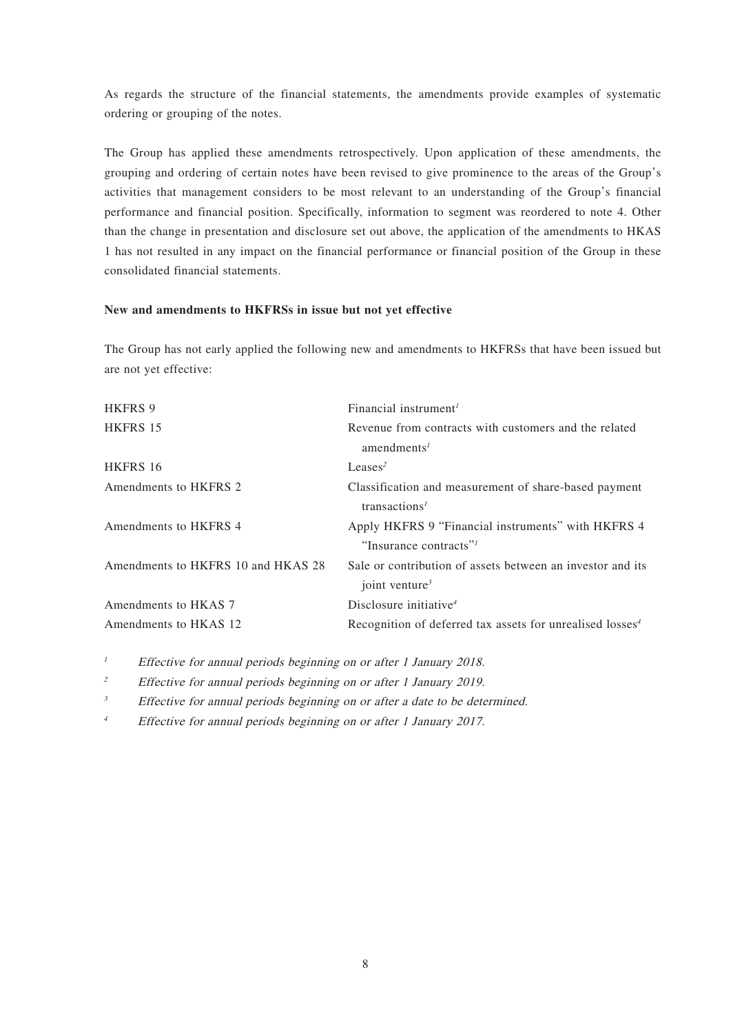As regards the structure of the financial statements, the amendments provide examples of systematic ordering or grouping of the notes.

The Group has applied these amendments retrospectively. Upon application of these amendments, the grouping and ordering of certain notes have been revised to give prominence to the areas of the Group's activities that management considers to be most relevant to an understanding of the Group's financial performance and financial position. Specifically, information to segment was reordered to note 4. Other than the change in presentation and disclosure set out above, the application of the amendments to HKAS 1 has not resulted in any impact on the financial performance or financial position of the Group in these consolidated financial statements.

**New and amendments to HKFRSs in issue but not yet effective**

The Group has not early applied the following new and amendments to HKFRSs that have been issued but are not yet effective:

| | |
|---|---|
| HKFRS 9 | Financial instrument[1] |
| HKFRS 15 | Revenue from contracts with customers and the related amendments[1] |
| HKFRS 16 | Leases[2] |
| Amendments to HKFRS 2 | Classification and measurement of share-based payment transactions[1] |
| Amendments to HKFRS 4 | Apply HKFRS 9 "Financial instruments" with HKFRS 4 "Insurance contracts"[1] |
| Amendments to HKFRS 10 and HKAS 28 | Sale or contribution of assets between an investor and its joint venture[3] |
| Amendments to HKAS 7 | Disclosure initiative[4] |
| Amendments to HKAS 12 | Recognition of deferred tax assets for unrealised losses[4] |

[1] *Effective for annual periods beginning on or after 1 January 2018.*

[2] *Effective for annual periods beginning on or after 1 January 2019.*

[3] *Effective for annual periods beginning on or after a date to be determined.*

[4] *Effective for annual periods beginning on or after 1 January 2017.*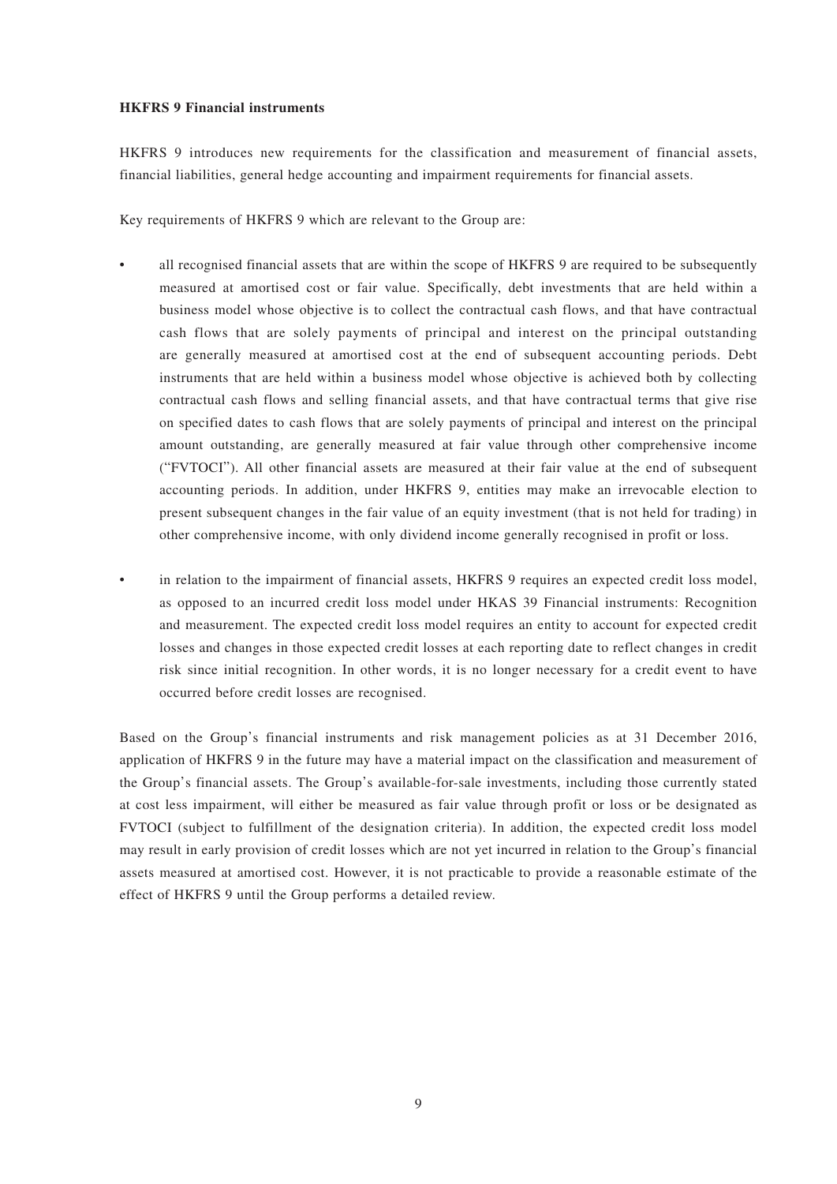**HKFRS 9 Financial instruments**

HKFRS 9 introduces new requirements for the classification and measurement of financial assets, financial liabilities, general hedge accounting and impairment requirements for financial assets.

Key requirements of HKFRS 9 which are relevant to the Group are:

- all recognised financial assets that are within the scope of HKFRS 9 are required to be subsequently measured at amortised cost or fair value. Specifically, debt investments that are held within a business model whose objective is to collect the contractual cash flows, and that have contractual cash flows that are solely payments of principal and interest on the principal outstanding are generally measured at amortised cost at the end of subsequent accounting periods. Debt instruments that are held within a business model whose objective is achieved both by collecting contractual cash flows and selling financial assets, and that have contractual terms that give rise on specified dates to cash flows that are solely payments of principal and interest on the principal amount outstanding, are generally measured at fair value through other comprehensive income ("FVTOCI"). All other financial assets are measured at their fair value at the end of subsequent accounting periods. In addition, under HKFRS 9, entities may make an irrevocable election to present subsequent changes in the fair value of an equity investment (that is not held for trading) in other comprehensive income, with only dividend income generally recognised in profit or loss.

- in relation to the impairment of financial assets, HKFRS 9 requires an expected credit loss model, as opposed to an incurred credit loss model under HKAS 39 Financial instruments: Recognition and measurement. The expected credit loss model requires an entity to account for expected credit losses and changes in those expected credit losses at each reporting date to reflect changes in credit risk since initial recognition. In other words, it is no longer necessary for a credit event to have occurred before credit losses are recognised.

Based on the Group's financial instruments and risk management policies as at 31 December 2016, application of HKFRS 9 in the future may have a material impact on the classification and measurement of the Group's financial assets. The Group's available-for-sale investments, including those currently stated at cost less impairment, will either be measured as fair value through profit or loss or be designated as FVTOCI (subject to fulfillment of the designation criteria). In addition, the expected credit loss model may result in early provision of credit losses which are not yet incurred in relation to the Group's financial assets measured at amortised cost. However, it is not practicable to provide a reasonable estimate of the effect of HKFRS 9 until the Group performs a detailed review.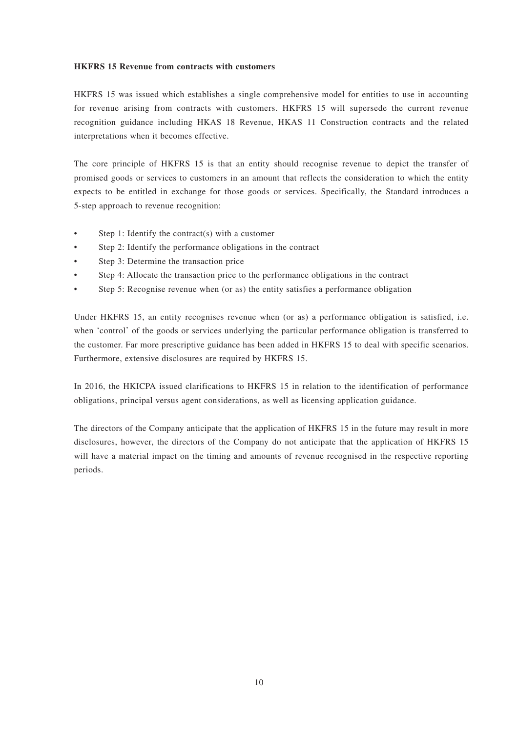**HKFRS 15 Revenue from contracts with customers**

HKFRS 15 was issued which establishes a single comprehensive model for entities to use in accounting for revenue arising from contracts with customers. HKFRS 15 will supersede the current revenue recognition guidance including HKAS 18 Revenue, HKAS 11 Construction contracts and the related interpretations when it becomes effective.

The core principle of HKFRS 15 is that an entity should recognise revenue to depict the transfer of promised goods or services to customers in an amount that reflects the consideration to which the entity expects to be entitled in exchange for those goods or services. Specifically, the Standard introduces a 5-step approach to revenue recognition:

- Step 1: Identify the contract(s) with a customer
- Step 2: Identify the performance obligations in the contract
- Step 3: Determine the transaction price
- Step 4: Allocate the transaction price to the performance obligations in the contract
- Step 5: Recognise revenue when (or as) the entity satisfies a performance obligation

Under HKFRS 15, an entity recognises revenue when (or as) a performance obligation is satisfied, i.e. when 'control' of the goods or services underlying the particular performance obligation is transferred to the customer. Far more prescriptive guidance has been added in HKFRS 15 to deal with specific scenarios. Furthermore, extensive disclosures are required by HKFRS 15.

In 2016, the HKICPA issued clarifications to HKFRS 15 in relation to the identification of performance obligations, principal versus agent considerations, as well as licensing application guidance.

The directors of the Company anticipate that the application of HKFRS 15 in the future may result in more disclosures, however, the directors of the Company do not anticipate that the application of HKFRS 15 will have a material impact on the timing and amounts of revenue recognised in the respective reporting periods.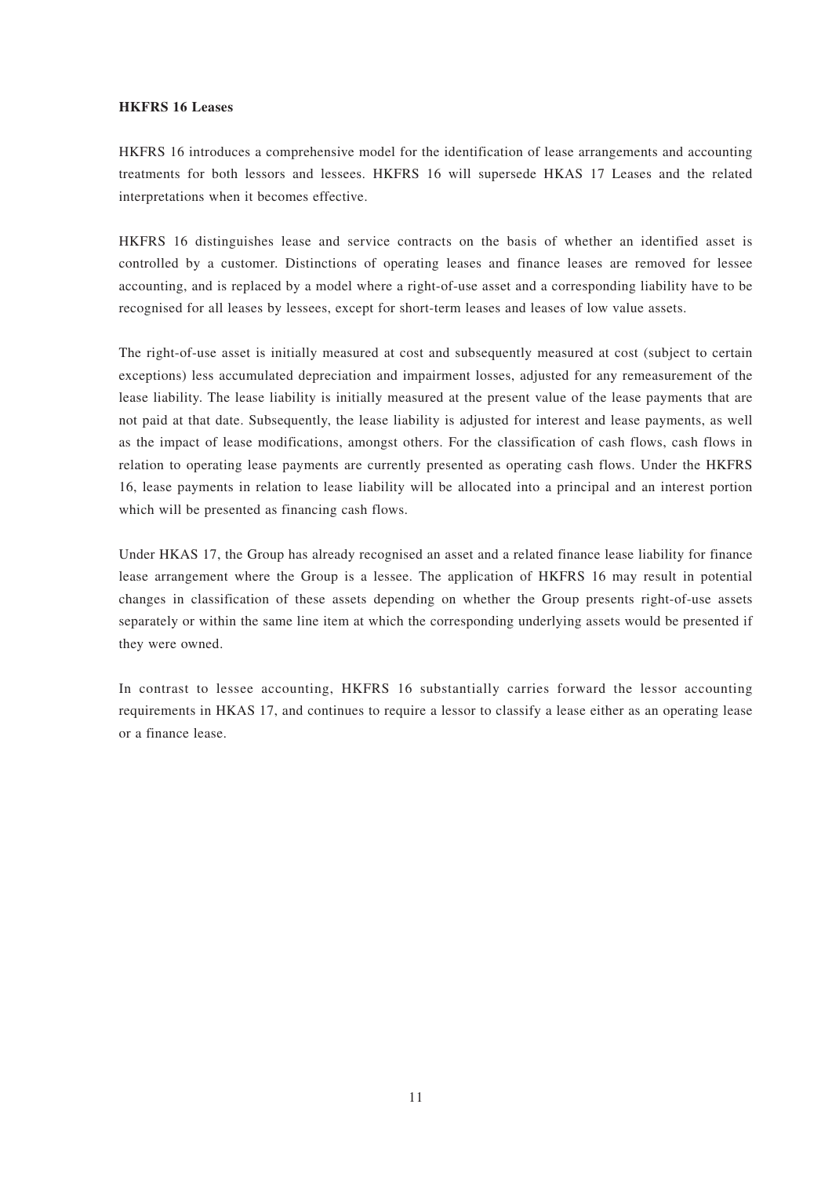**HKFRS 16 Leases**

HKFRS 16 introduces a comprehensive model for the identification of lease arrangements and accounting treatments for both lessors and lessees. HKFRS 16 will supersede HKAS 17 Leases and the related interpretations when it becomes effective.

HKFRS 16 distinguishes lease and service contracts on the basis of whether an identified asset is controlled by a customer. Distinctions of operating leases and finance leases are removed for lessee accounting, and is replaced by a model where a right-of-use asset and a corresponding liability have to be recognised for all leases by lessees, except for short-term leases and leases of low value assets.

The right-of-use asset is initially measured at cost and subsequently measured at cost (subject to certain exceptions) less accumulated depreciation and impairment losses, adjusted for any remeasurement of the lease liability. The lease liability is initially measured at the present value of the lease payments that are not paid at that date. Subsequently, the lease liability is adjusted for interest and lease payments, as well as the impact of lease modifications, amongst others. For the classification of cash flows, cash flows in relation to operating lease payments are currently presented as operating cash flows. Under the HKFRS 16, lease payments in relation to lease liability will be allocated into a principal and an interest portion which will be presented as financing cash flows.

Under HKAS 17, the Group has already recognised an asset and a related finance lease liability for finance lease arrangement where the Group is a lessee. The application of HKFRS 16 may result in potential changes in classification of these assets depending on whether the Group presents right-of-use assets separately or within the same line item at which the corresponding underlying assets would be presented if they were owned.

In contrast to lessee accounting, HKFRS 16 substantially carries forward the lessor accounting requirements in HKAS 17, and continues to require a lessor to classify a lease either as an operating lease or a finance lease.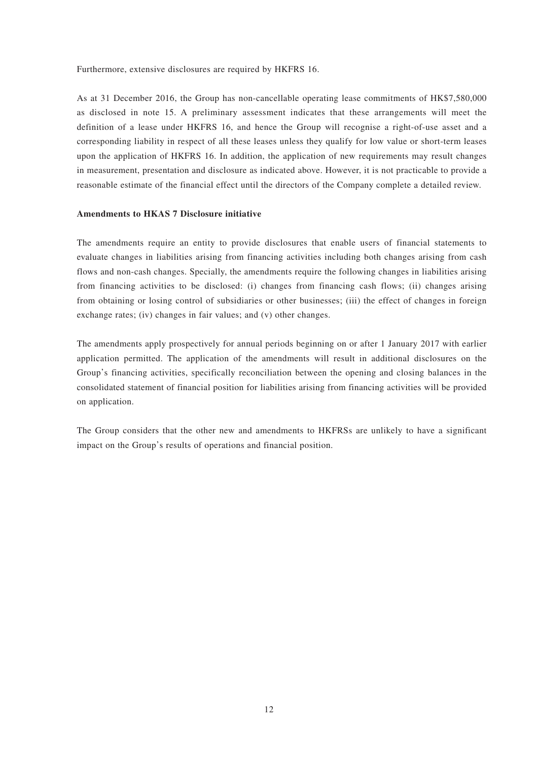Furthermore, extensive disclosures are required by HKFRS 16.

As at 31 December 2016, the Group has non-cancellable operating lease commitments of HK$7,580,000 as disclosed in note 15. A preliminary assessment indicates that these arrangements will meet the definition of a lease under HKFRS 16, and hence the Group will recognise a right-of-use asset and a corresponding liability in respect of all these leases unless they qualify for low value or short-term leases upon the application of HKFRS 16. In addition, the application of new requirements may result changes in measurement, presentation and disclosure as indicated above. However, it is not practicable to provide a reasonable estimate of the financial effect until the directors of the Company complete a detailed review.

**Amendments to HKAS 7 Disclosure initiative**

The amendments require an entity to provide disclosures that enable users of financial statements to evaluate changes in liabilities arising from financing activities including both changes arising from cash flows and non-cash changes. Specially, the amendments require the following changes in liabilities arising from financing activities to be disclosed: (i) changes from financing cash flows; (ii) changes arising from obtaining or losing control of subsidiaries or other businesses; (iii) the effect of changes in foreign exchange rates; (iv) changes in fair values; and (v) other changes.

The amendments apply prospectively for annual periods beginning on or after 1 January 2017 with earlier application permitted. The application of the amendments will result in additional disclosures on the Group's financing activities, specifically reconciliation between the opening and closing balances in the consolidated statement of financial position for liabilities arising from financing activities will be provided on application.

The Group considers that the other new and amendments to HKFRSs are unlikely to have a significant impact on the Group's results of operations and financial position.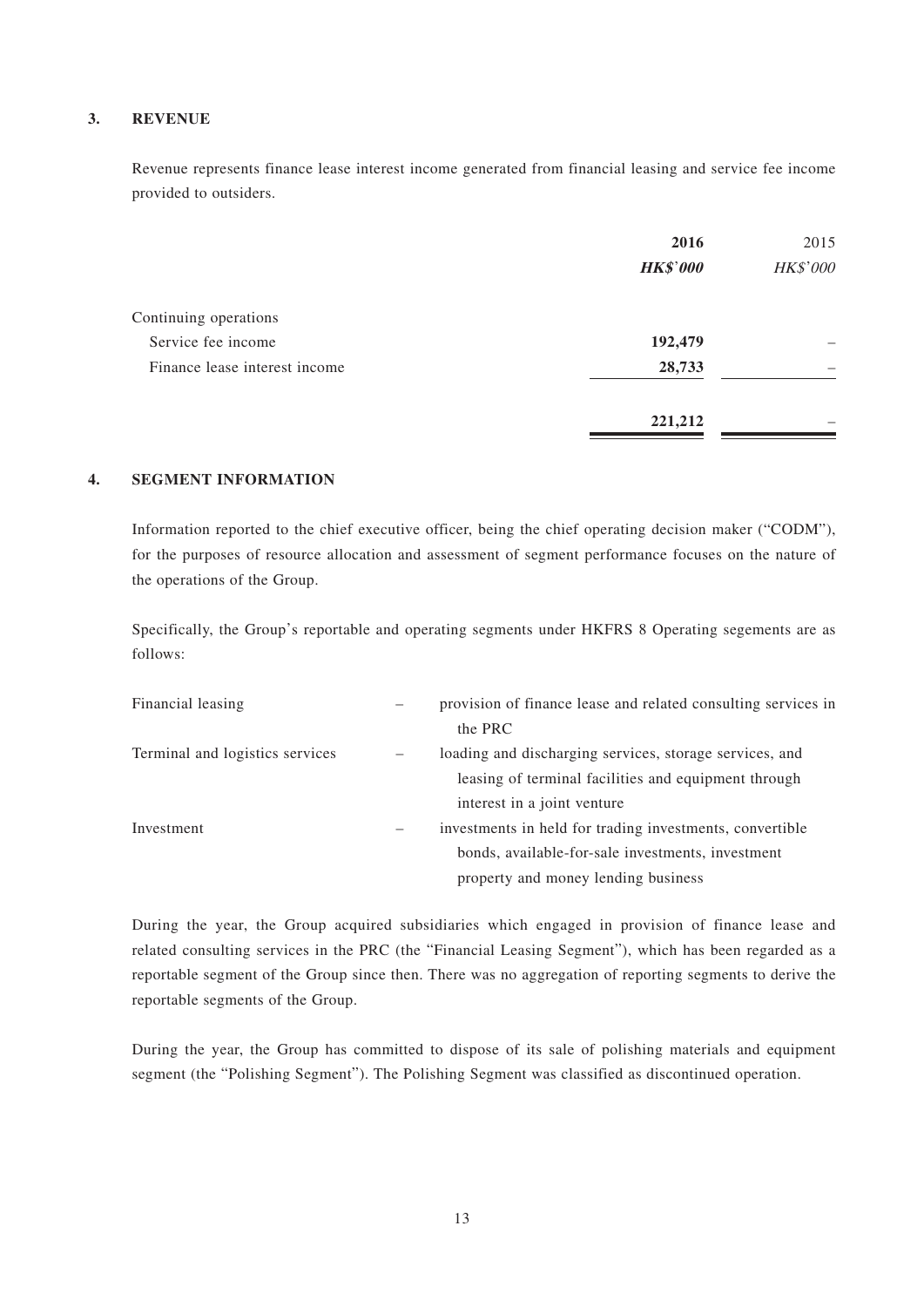## 3. REVENUE

Revenue represents finance lease interest income generated from financial leasing and service fee income provided to outsiders.

| | **2016** | 2015 |
|---|---|---|
| | ***HK$'000*** | *HK$'000* |
| Continuing operations | | |
| Service fee income | **192,479** | – |
| Finance lease interest income | **28,733** | – |
| | **221,212** | – |

## 4. SEGMENT INFORMATION

Information reported to the chief executive officer, being the chief operating decision maker ("CODM"), for the purposes of resource allocation and assessment of segment performance focuses on the nature of the operations of the Group.

Specifically, the Group's reportable and operating segments under HKFRS 8 Operating segements are as follows:

| | | |
|---|---|---|
| Financial leasing | – | provision of finance lease and related consulting services in the PRC |
| Terminal and logistics services | – | loading and discharging services, storage services, and leasing of terminal facilities and equipment through interest in a joint venture |
| Investment | – | investments in held for trading investments, convertible bonds, available-for-sale investments, investment property and money lending business |

During the year, the Group acquired subsidiaries which engaged in provision of finance lease and related consulting services in the PRC (the "Financial Leasing Segment"), which has been regarded as a reportable segment of the Group since then. There was no aggregation of reporting segments to derive the reportable segments of the Group.

During the year, the Group has committed to dispose of its sale of polishing materials and equipment segment (the "Polishing Segment"). The Polishing Segment was classified as discontinued operation.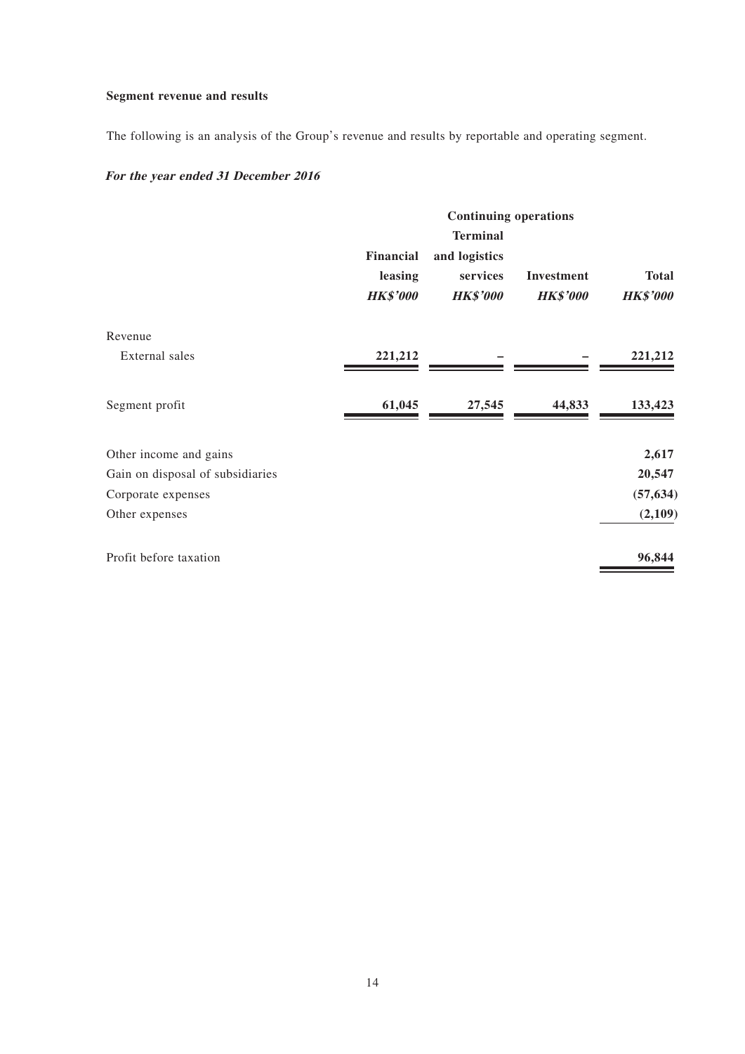**Segment revenue and results**

The following is an analysis of the Group's revenue and results by reportable and operating segment.

***For the year ended 31 December 2016***

| | Continuing operations | | | |
|---|---|---|---|---|
| | **Financial leasing** | **Terminal and logistics services** | **Investment** | **Total** |
| | ***HK$'000*** | ***HK$'000*** | ***HK$'000*** | ***HK$'000*** |
| Revenue | | | | |
| External sales | **221,212** | **–** | **–** | **221,212** |
| Segment profit | **61,045** | **27,545** | **44,833** | **133,423** |
| Other income and gains | | | | **2,617** |
| Gain on disposal of subsidiaries | | | | **20,547** |
| Corporate expenses | | | | **(57,634)** |
| Other expenses | | | | **(2,109)** |
| Profit before taxation | | | | **96,844** |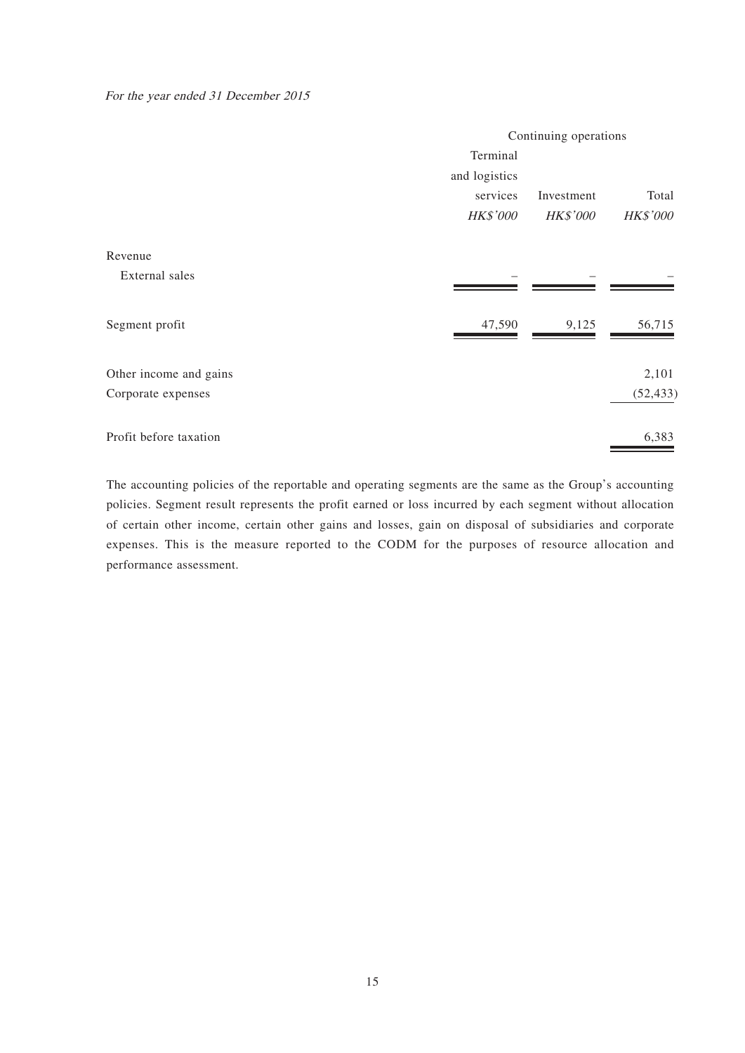*For the year ended 31 December 2015*

| | Continuing operations | | |
|---|---|---|---|
| | Terminal and logistics services | Investment | Total |
| | *HK$'000* | *HK$'000* | *HK$'000* |
| Revenue | | | |
| External sales | – | – | – |
| Segment profit | 47,590 | 9,125 | 56,715 |
| Other income and gains | | | 2,101 |
| Corporate expenses | | | (52,433) |
| Profit before taxation | | | 6,383 |

The accounting policies of the reportable and operating segments are the same as the Group's accounting policies. Segment result represents the profit earned or loss incurred by each segment without allocation of certain other income, certain other gains and losses, gain on disposal of subsidiaries and corporate expenses. This is the measure reported to the CODM for the purposes of resource allocation and performance assessment.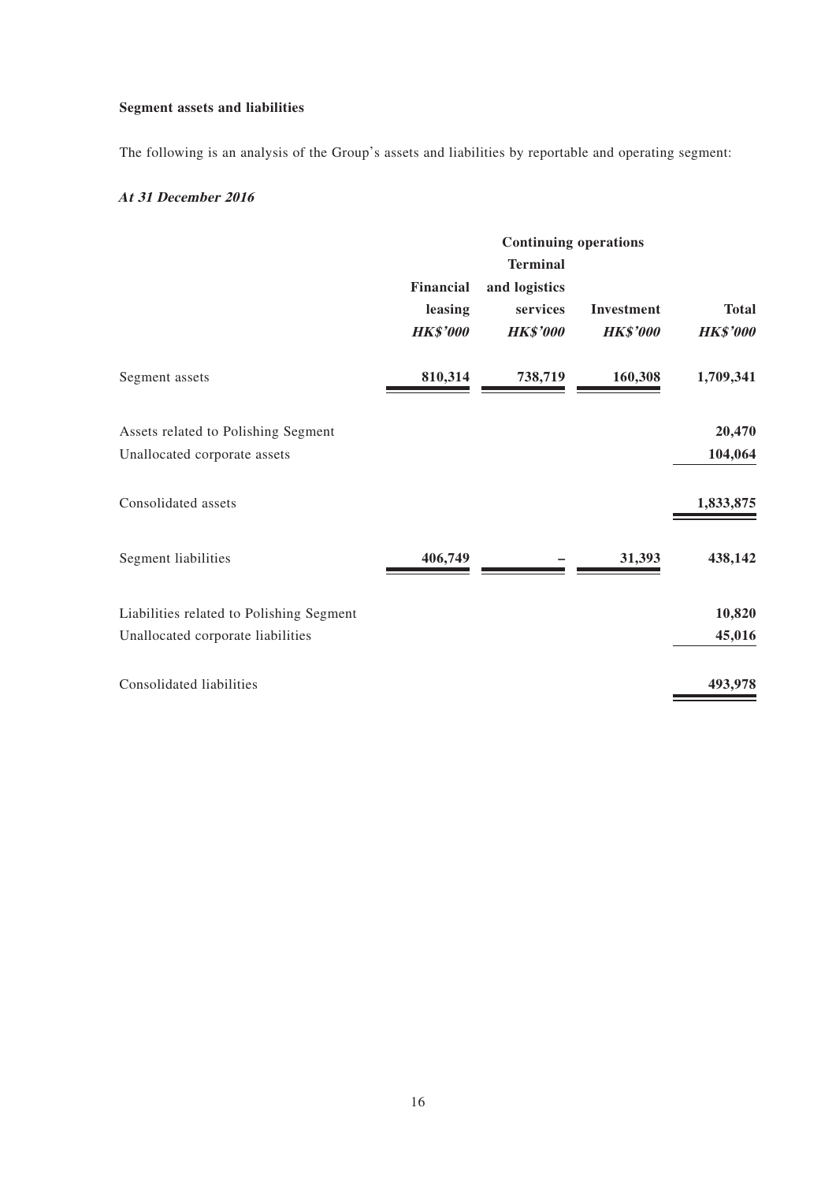**Segment assets and liabilities**

The following is an analysis of the Group's assets and liabilities by reportable and operating segment:

***At 31 December 2016***

| | Continuing operations | | | |
|---|---|---|---|---|
| | **Financial leasing** | **Terminal and logistics services** | **Investment** | **Total** |
| | ***HK$'000*** | ***HK$'000*** | ***HK$'000*** | ***HK$'000*** |
| Segment assets | **810,314** | **738,719** | **160,308** | **1,709,341** |
| Assets related to Polishing Segment | | | | **20,470** |
| Unallocated corporate assets | | | | **104,064** |
| Consolidated assets | | | | **1,833,875** |
| Segment liabilities | **406,749** | **–** | **31,393** | **438,142** |
| Liabilities related to Polishing Segment | | | | **10,820** |
| Unallocated corporate liabilities | | | | **45,016** |
| Consolidated liabilities | | | | **493,978** |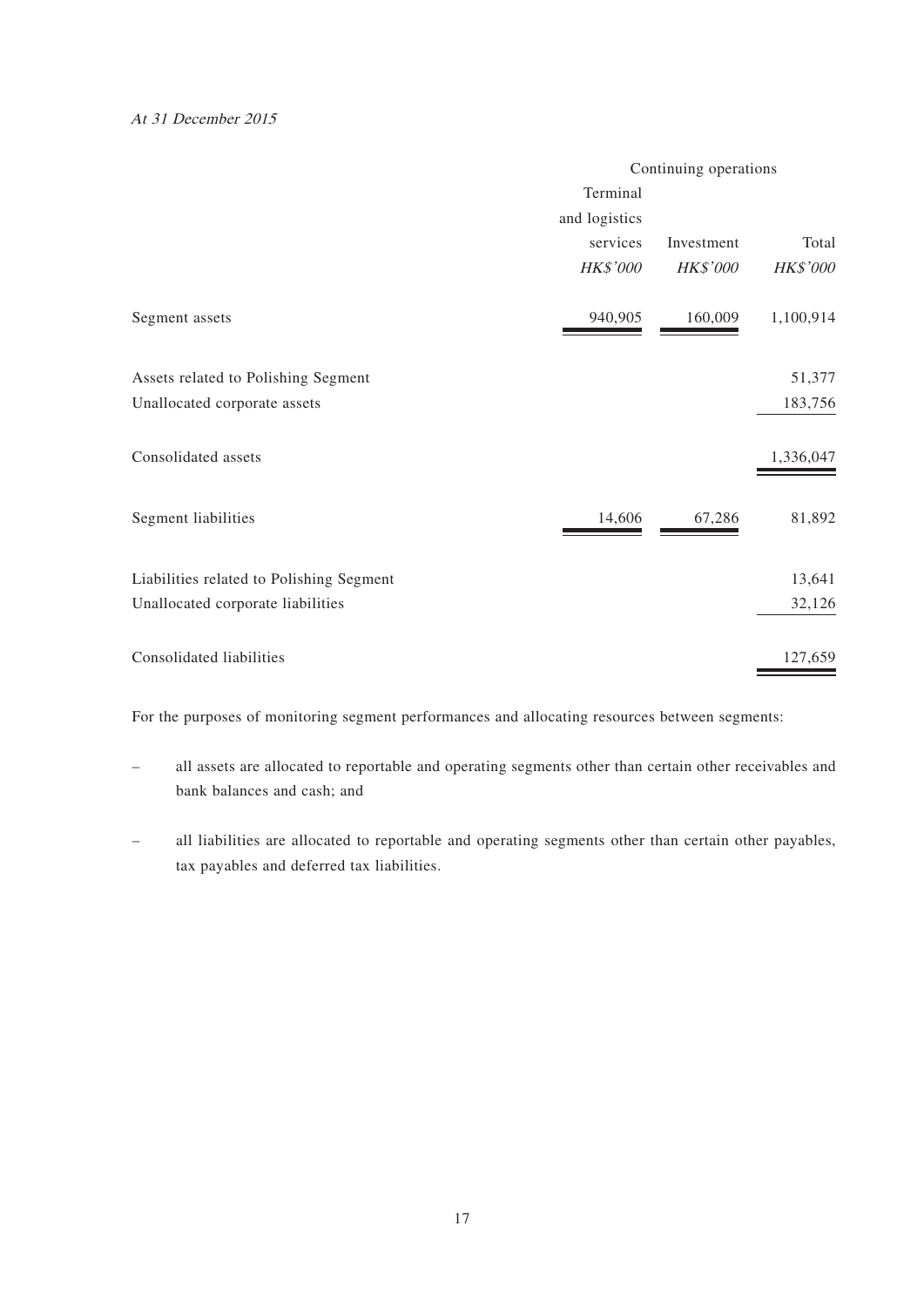*At 31 December 2015*

| | Continuing operations | | |
|---|---|---|---|
| | Terminal and logistics services | Investment | Total |
| | *HK$'000* | *HK$'000* | *HK$'000* |
| Segment assets | 940,905 | 160,009 | 1,100,914 |
| Assets related to Polishing Segment | | | 51,377 |
| Unallocated corporate assets | | | 183,756 |
| Consolidated assets | | | 1,336,047 |
| Segment liabilities | 14,606 | 67,286 | 81,892 |
| Liabilities related to Polishing Segment | | | 13,641 |
| Unallocated corporate liabilities | | | 32,126 |
| Consolidated liabilities | | | 127,659 |

For the purposes of monitoring segment performances and allocating resources between segments:

- all assets are allocated to reportable and operating segments other than certain other receivables and bank balances and cash; and
- all liabilities are allocated to reportable and operating segments other than certain other payables, tax payables and deferred tax liabilities.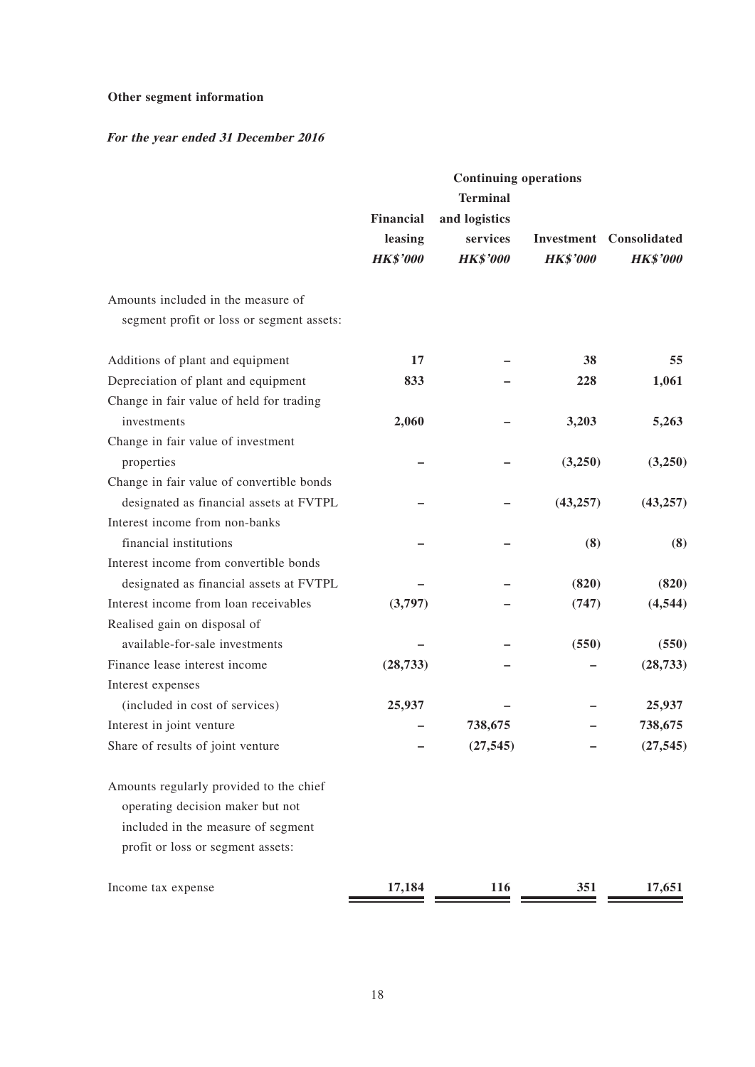**Other segment information**

***For the year ended 31 December 2016***

| | Continuing operations | | | |
|---|---|---|---|---|
| | **Financial leasing** | **Terminal and logistics services** | **Investment** | **Consolidated** |
| | ***HK$'000*** | ***HK$'000*** | ***HK$'000*** | ***HK$'000*** |
| Amounts included in the measure of segment profit or loss or segment assets: | | | | |
| Additions of plant and equipment | **17** | **–** | **38** | **55** |
| Depreciation of plant and equipment | **833** | **–** | **228** | **1,061** |
| Change in fair value of held for trading investments | **2,060** | **–** | **3,203** | **5,263** |
| Change in fair value of investment properties | **–** | **–** | **(3,250)** | **(3,250)** |
| Change in fair value of convertible bonds designated as financial assets at FVTPL | **–** | **–** | **(43,257)** | **(43,257)** |
| Interest income from non-banks financial institutions | **–** | **–** | **(8)** | **(8)** |
| Interest income from convertible bonds designated as financial assets at FVTPL | **–** | **–** | **(820)** | **(820)** |
| Interest income from loan receivables | **(3,797)** | **–** | **(747)** | **(4,544)** |
| Realised gain on disposal of available-for-sale investments | **–** | **–** | **(550)** | **(550)** |
| Finance lease interest income | **(28,733)** | **–** | **–** | **(28,733)** |
| Interest expenses (included in cost of services) | **25,937** | **–** | **–** | **25,937** |
| Interest in joint venture | **–** | **738,675** | **–** | **738,675** |
| Share of results of joint venture | **–** | **(27,545)** | **–** | **(27,545)** |
| Amounts regularly provided to the chief operating decision maker but not included in the measure of segment profit or loss or segment assets: | | | | |
| Income tax expense | **17,184** | **116** | **351** | **17,651** |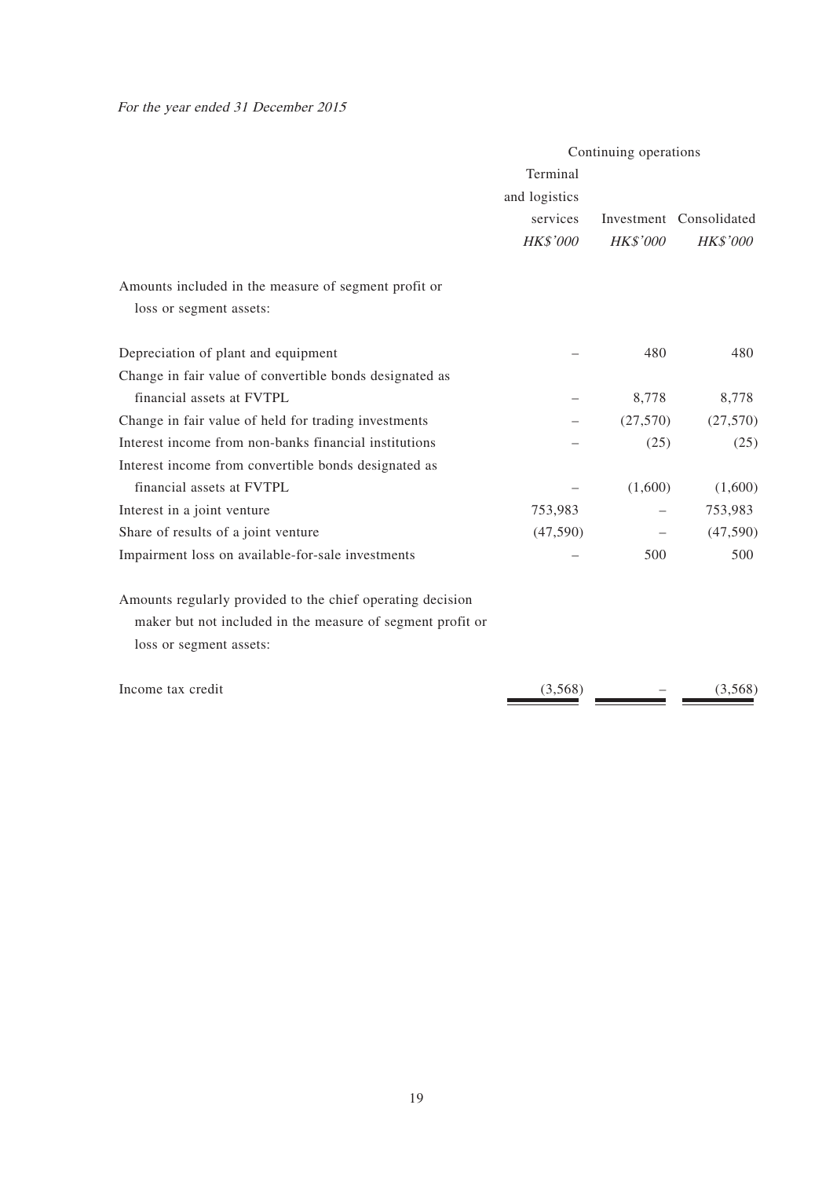*For the year ended 31 December 2015*

| | Continuing operations | | |
|---|---|---|---|
| | Terminal and logistics services | Investment | Consolidated |
| | *HK$'000* | *HK$'000* | *HK$'000* |
| Amounts included in the measure of segment profit or loss or segment assets: | | | |
| Depreciation of plant and equipment | – | 480 | 480 |
| Change in fair value of convertible bonds designated as financial assets at FVTPL | – | 8,778 | 8,778 |
| Change in fair value of held for trading investments | – | (27,570) | (27,570) |
| Interest income from non-banks financial institutions | – | (25) | (25) |
| Interest income from convertible bonds designated as financial assets at FVTPL | – | (1,600) | (1,600) |
| Interest in a joint venture | 753,983 | – | 753,983 |
| Share of results of a joint venture | (47,590) | – | (47,590) |
| Impairment loss on available-for-sale investments | – | 500 | 500 |
| Amounts regularly provided to the chief operating decision maker but not included in the measure of segment profit or loss or segment assets: | | | |
| Income tax credit | (3,568) | – | (3,568) |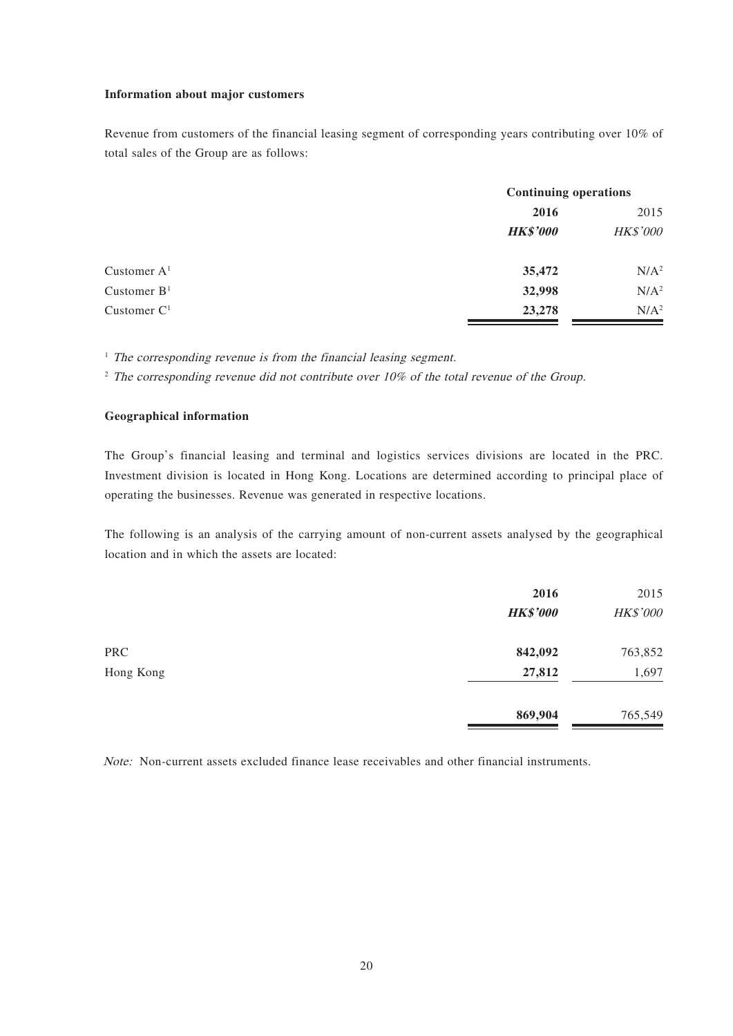**Information about major customers**

Revenue from customers of the financial leasing segment of corresponding years contributing over 10% of total sales of the Group are as follows:

| | Continuing operations | |
|---|---|---|
| | **2016** | 2015 |
| | ***HK$'000*** | *HK$'000* |
| Customer A[1] | **35,472** | N/A[2] |
| Customer B[1] | **32,998** | N/A[2] |
| Customer C[1] | **23,278** | N/A[2] |

[1] *The corresponding revenue is from the financial leasing segment.*

[2] *The corresponding revenue did not contribute over 10% of the total revenue of the Group.*

**Geographical information**

The Group's financial leasing and terminal and logistics services divisions are located in the PRC. Investment division is located in Hong Kong. Locations are determined according to principal place of operating the businesses. Revenue was generated in respective locations.

The following is an analysis of the carrying amount of non-current assets analysed by the geographical location and in which the assets are located:

| | **2016** | 2015 |
|---|---|---|
| | ***HK$'000*** | *HK$'000* |
| PRC | **842,092** | 763,852 |
| Hong Kong | **27,812** | 1,697 |
| | **869,904** | 765,549 |

*Note:* Non-current assets excluded finance lease receivables and other financial instruments.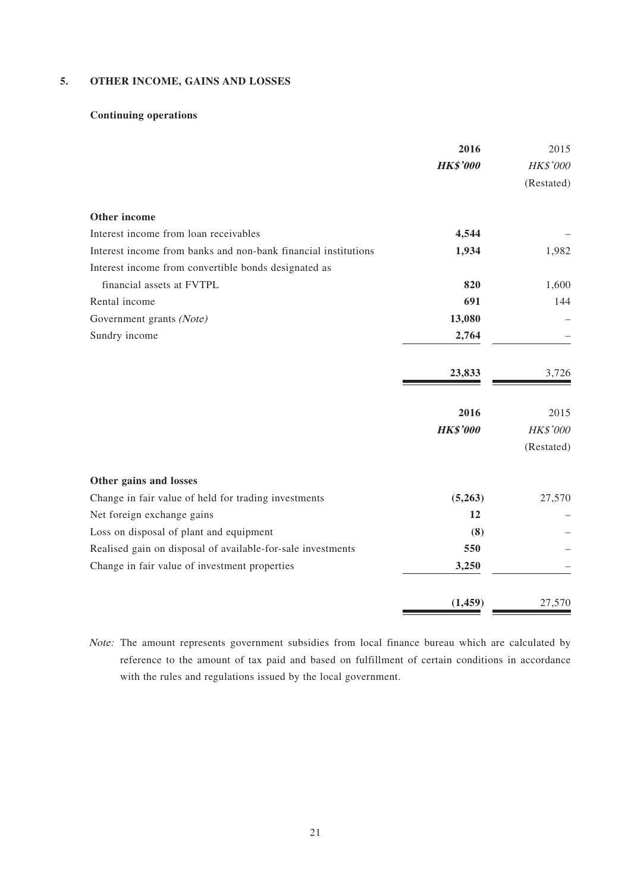## 5. OTHER INCOME, GAINS AND LOSSES

**Continuing operations**

| | **2016** | 2015 |
|---|---|---|
| | ***HK$'000*** | *HK$'000* |
| | | (Restated) |
| **Other income** | | |
| Interest income from loan receivables | **4,544** | – |
| Interest income from banks and non-bank financial institutions | **1,934** | 1,982 |
| Interest income from convertible bonds designated as financial assets at FVTPL | **820** | 1,600 |
| Rental income | **691** | 144 |
| Government grants *(Note)* | **13,080** | – |
| Sundry income | **2,764** | – |
| | **23,833** | 3,726 |

| | **2016** | 2015 |
|---|---|---|
| | ***HK$'000*** | *HK$'000* |
| | | (Restated) |
| **Other gains and losses** | | |
| Change in fair value of held for trading investments | **(5,263)** | 27,570 |
| Net foreign exchange gains | **12** | – |
| Loss on disposal of plant and equipment | **(8)** | – |
| Realised gain on disposal of available-for-sale investments | **550** | – |
| Change in fair value of investment properties | **3,250** | – |
| | **(1,459)** | 27,570 |

*Note:* The amount represents government subsidies from local finance bureau which are calculated by reference to the amount of tax paid and based on fulfillment of certain conditions in accordance with the rules and regulations issued by the local government.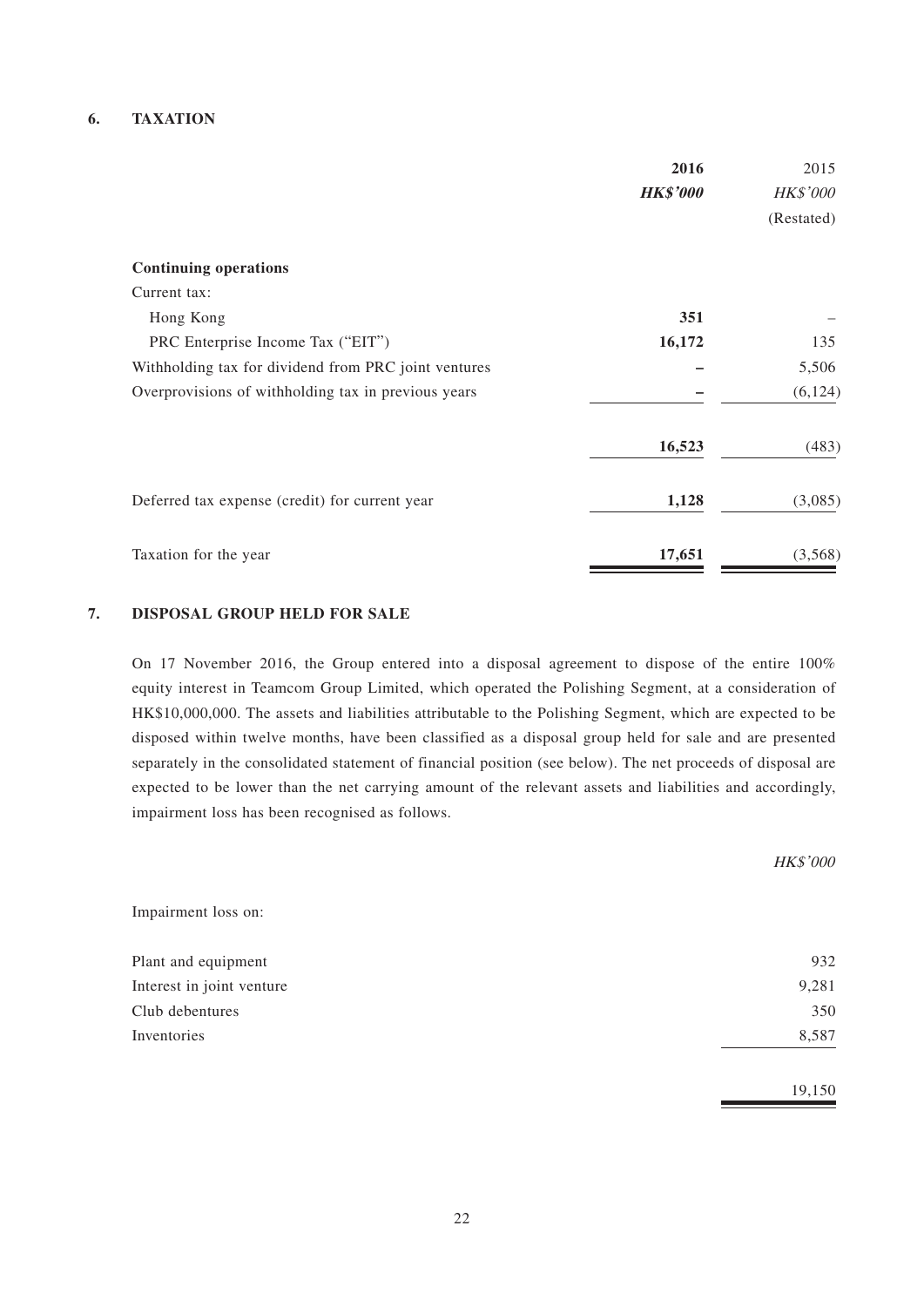## 6. TAXATION

| | 2016 | 2015 |
|---|---|---|
| | ***HK$'000*** | *HK$'000* |
| | | (Restated) |
| **Continuing operations** | | |
| Current tax: | | |
| Hong Kong | **351** | – |
| PRC Enterprise Income Tax ("EIT") | **16,172** | 135 |
| Withholding tax for dividend from PRC joint ventures | **–** | 5,506 |
| Overprovisions of withholding tax in previous years | **–** | (6,124) |
| | **16,523** | (483) |
| Deferred tax expense (credit) for current year | **1,128** | (3,085) |
| Taxation for the year | **17,651** | (3,568) |

## 7. DISPOSAL GROUP HELD FOR SALE

On 17 November 2016, the Group entered into a disposal agreement to dispose of the entire 100% equity interest in Teamcom Group Limited, which operated the Polishing Segment, at a consideration of HK$10,000,000. The assets and liabilities attributable to the Polishing Segment, which are expected to be disposed within twelve months, have been classified as a disposal group held for sale and are presented separately in the consolidated statement of financial position (see below). The net proceeds of disposal are expected to be lower than the net carrying amount of the relevant assets and liabilities and accordingly, impairment loss has been recognised as follows.

| | *HK$'000* |
|---|---|
| Impairment loss on: | |
| Plant and equipment | 932 |
| Interest in joint venture | 9,281 |
| Club debentures | 350 |
| Inventories | 8,587 |
| | 19,150 |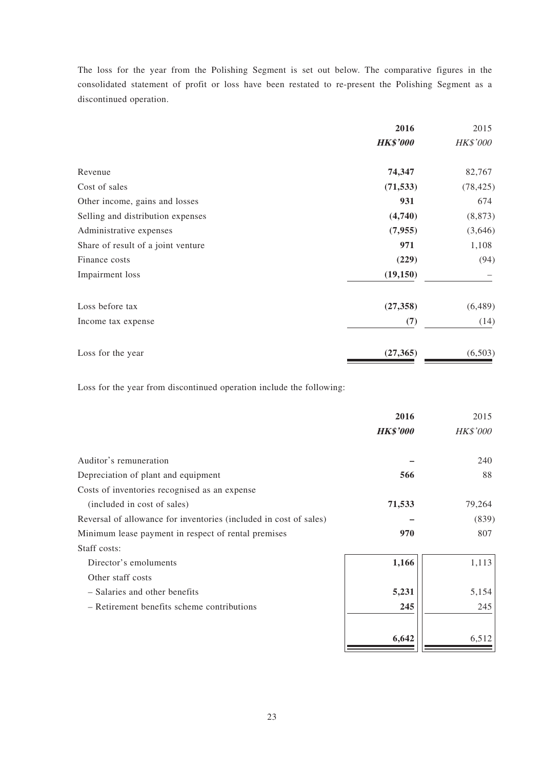The loss for the year from the Polishing Segment is set out below. The comparative figures in the consolidated statement of profit or loss have been restated to re-present the Polishing Segment as a discontinued operation.

| | **2016** | 2015 |
|---|---|---|
| | ***HK$'000*** | *HK$'000* |
| Revenue | **74,347** | 82,767 |
| Cost of sales | **(71,533)** | (78,425) |
| Other income, gains and losses | **931** | 674 |
| Selling and distribution expenses | **(4,740)** | (8,873) |
| Administrative expenses | **(7,955)** | (3,646) |
| Share of result of a joint venture | **971** | 1,108 |
| Finance costs | **(229)** | (94) |
| Impairment loss | **(19,150)** | – |
| Loss before tax | **(27,358)** | (6,489) |
| Income tax expense | **(7)** | (14) |
| Loss for the year | **(27,365)** | (6,503) |

Loss for the year from discontinued operation include the following:

| | **2016** | 2015 |
|---|---|---|
| | ***HK$'000*** | *HK$'000* |
| Auditor's remuneration | **–** | 240 |
| Depreciation of plant and equipment | **566** | 88 |
| Costs of inventories recognised as an expense (included in cost of sales) | **71,533** | 79,264 |
| Reversal of allowance for inventories (included in cost of sales) | **–** | (839) |
| Minimum lease payment in respect of rental premises | **970** | 807 |
| Staff costs: | | |
| Director's emoluments | **1,166** | 1,113 |
| Other staff costs | | |
| – Salaries and other benefits | **5,231** | 5,154 |
| – Retirement benefits scheme contributions | **245** | 245 |
| | **6,642** | 6,512 |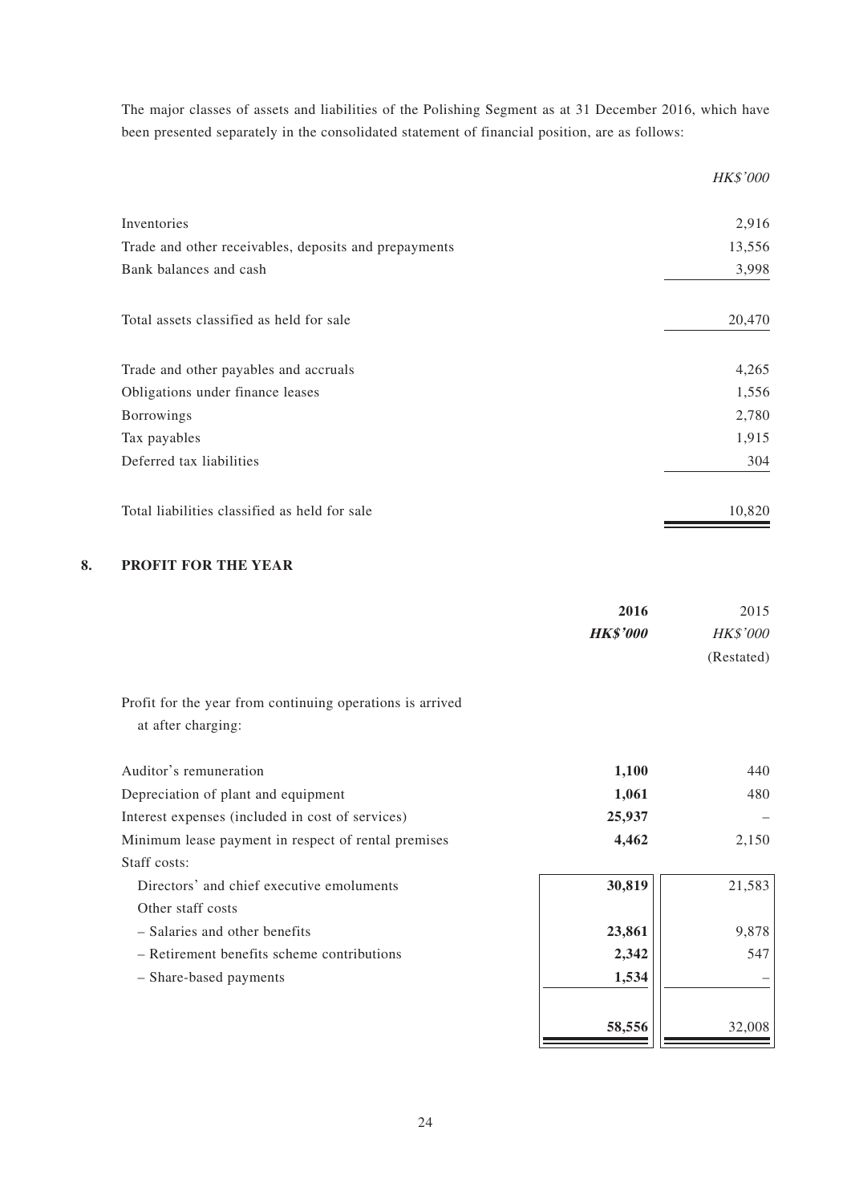The major classes of assets and liabilities of the Polishing Segment as at 31 December 2016, which have been presented separately in the consolidated statement of financial position, are as follows:

| | *HK$'000* |
|---|---|
| Inventories | 2,916 |
| Trade and other receivables, deposits and prepayments | 13,556 |
| Bank balances and cash | 3,998 |
| Total assets classified as held for sale | 20,470 |
| Trade and other payables and accruals | 4,265 |
| Obligations under finance leases | 1,556 |
| Borrowings | 2,780 |
| Tax payables | 1,915 |
| Deferred tax liabilities | 304 |
| Total liabilities classified as held for sale | 10,820 |

## 8. PROFIT FOR THE YEAR

| | **2016** | 2015 |
|---|---|---|
| | ***HK$'000*** | *HK$'000* |
| | | (Restated) |
| Profit for the year from continuing operations is arrived at after charging: | | |
| Auditor's remuneration | **1,100** | 440 |
| Depreciation of plant and equipment | **1,061** | 480 |
| Interest expenses (included in cost of services) | **25,937** | – |
| Minimum lease payment in respect of rental premises | **4,462** | 2,150 |
| Staff costs: | | |
| Directors' and chief executive emoluments | **30,819** | 21,583 |
| Other staff costs | | |
| – Salaries and other benefits | **23,861** | 9,878 |
| – Retirement benefits scheme contributions | **2,342** | 547 |
| – Share-based payments | **1,534** | – |
| | **58,556** | 32,008 |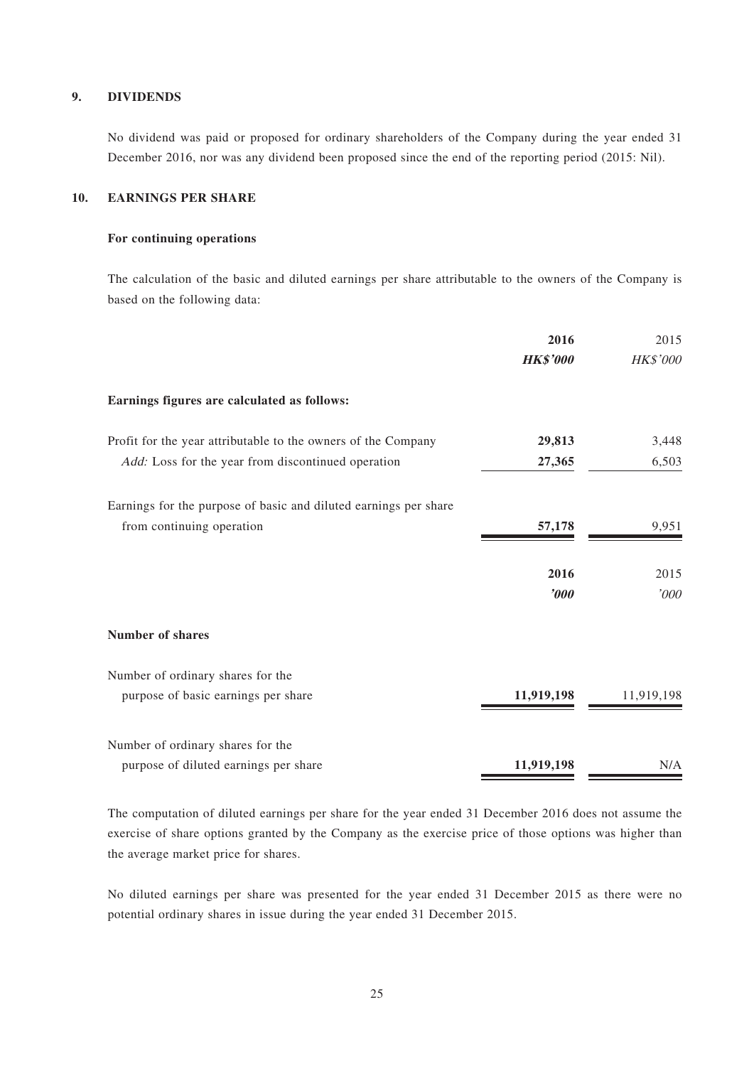## 9. DIVIDENDS

No dividend was paid or proposed for ordinary shareholders of the Company during the year ended 31 December 2016, nor was any dividend been proposed since the end of the reporting period (2015: Nil).

## 10. EARNINGS PER SHARE

### For continuing operations

The calculation of the basic and diluted earnings per share attributable to the owners of the Company is based on the following data:

| | **2016** | 2015 |
|---|---|---|
| | ***HK$'000*** | *HK$'000* |
| **Earnings figures are calculated as follows:** | | |
| Profit for the year attributable to the owners of the Company | **29,813** | 3,448 |
| *Add:* Loss for the year from discontinued operation | **27,365** | 6,503 |
| Earnings for the purpose of basic and diluted earnings per share from continuing operation | **57,178** | 9,951 |

| | **2016** | 2015 |
|---|---|---|
| | ***'000*** | *'000* |
| **Number of shares** | | |
| Number of ordinary shares for the purpose of basic earnings per share | **11,919,198** | 11,919,198 |
| Number of ordinary shares for the purpose of diluted earnings per share | **11,919,198** | N/A |

The computation of diluted earnings per share for the year ended 31 December 2016 does not assume the exercise of share options granted by the Company as the exercise price of those options was higher than the average market price for shares.

No diluted earnings per share was presented for the year ended 31 December 2015 as there were no potential ordinary shares in issue during the year ended 31 December 2015.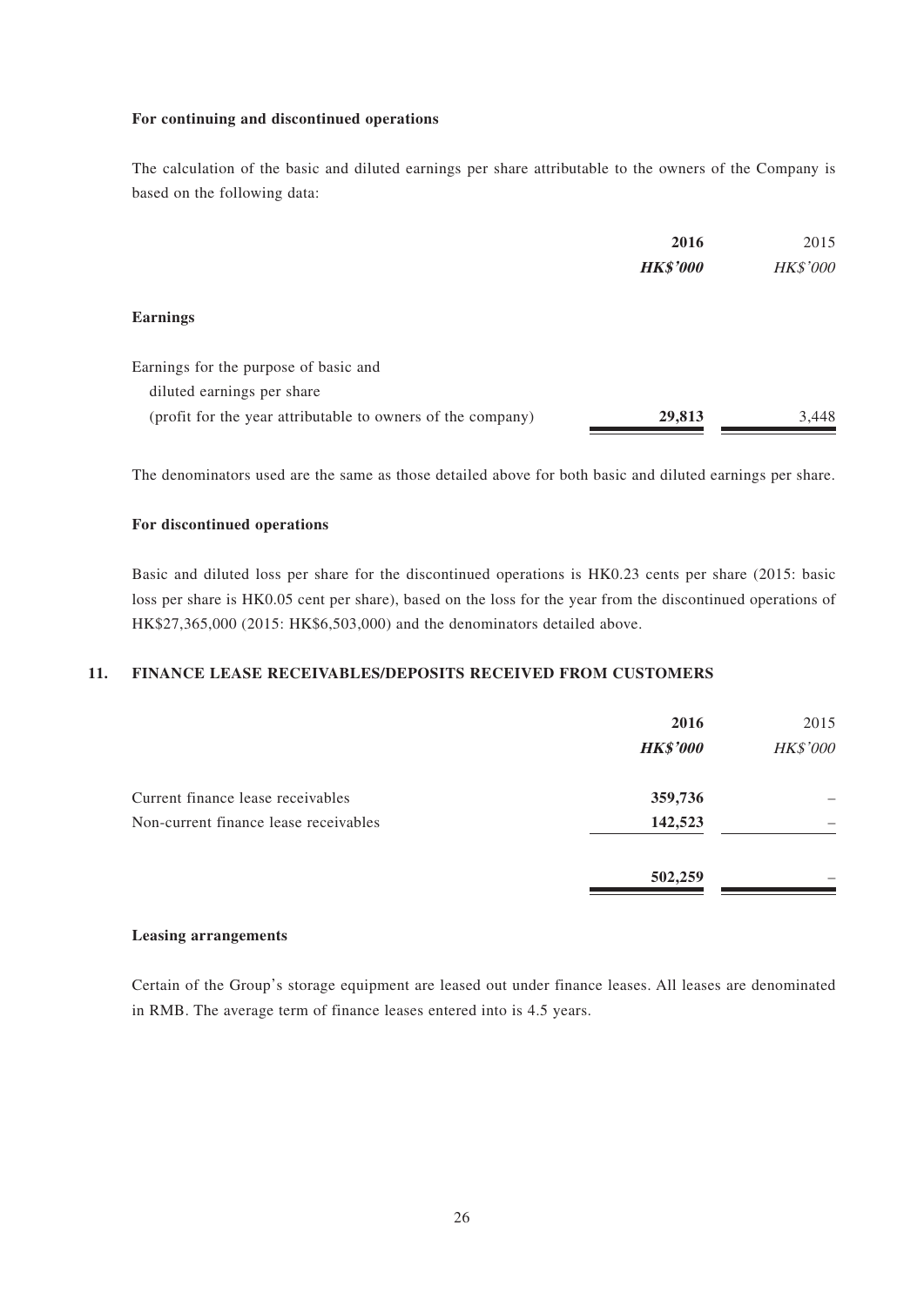**For continuing and discontinued operations**

The calculation of the basic and diluted earnings per share attributable to the owners of the Company is based on the following data:

| | 2016 | 2015 |
|---|---|---|
| | ***HK$'000*** | *HK$'000* |
| **Earnings** | | |
| Earnings for the purpose of basic and diluted earnings per share (profit for the year attributable to owners of the company) | **29,813** | 3,448 |

The denominators used are the same as those detailed above for both basic and diluted earnings per share.

**For discontinued operations**

Basic and diluted loss per share for the discontinued operations is HK0.23 cents per share (2015: basic loss per share is HK0.05 cent per share), based on the loss for the year from the discontinued operations of HK$27,365,000 (2015: HK$6,503,000) and the denominators detailed above.

## 11. FINANCE LEASE RECEIVABLES/DEPOSITS RECEIVED FROM CUSTOMERS

| | 2016 | 2015 |
|---|---|---|
| | ***HK$'000*** | *HK$'000* |
| Current finance lease receivables | **359,736** | – |
| Non-current finance lease receivables | **142,523** | – |
| | **502,259** | – |

**Leasing arrangements**

Certain of the Group's storage equipment are leased out under finance leases. All leases are denominated in RMB. The average term of finance leases entered into is 4.5 years.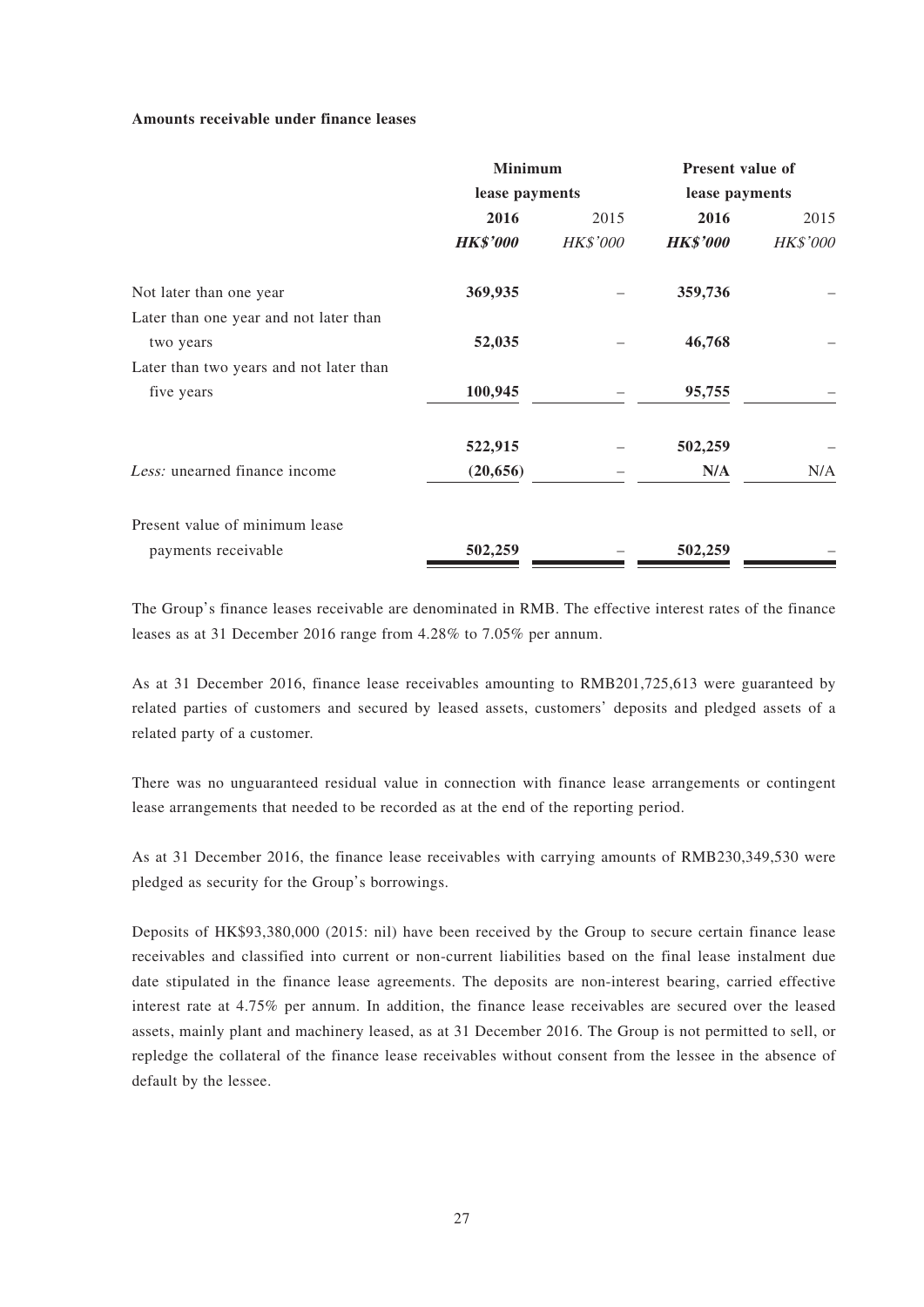**Amounts receivable under finance leases**

| | Minimum lease payments | | Present value of lease payments | |
|---|---|---|---|---|
| | **2016** | 2015 | **2016** | 2015 |
| | ***HK$'000*** | *HK$'000* | ***HK$'000*** | *HK$'000* |
| Not later than one year | **369,935** | – | **359,736** | – |
| Later than one year and not later than two years | **52,035** | – | **46,768** | – |
| Later than two years and not later than five years | **100,945** | – | **95,755** | – |
| | **522,915** | – | **502,259** | – |
| *Less:* unearned finance income | **(20,656)** | – | **N/A** | N/A |
| Present value of minimum lease payments receivable | **502,259** | – | **502,259** | – |

The Group's finance leases receivable are denominated in RMB. The effective interest rates of the finance leases as at 31 December 2016 range from 4.28% to 7.05% per annum.

As at 31 December 2016, finance lease receivables amounting to RMB201,725,613 were guaranteed by related parties of customers and secured by leased assets, customers' deposits and pledged assets of a related party of a customer.

There was no unguaranteed residual value in connection with finance lease arrangements or contingent lease arrangements that needed to be recorded as at the end of the reporting period.

As at 31 December 2016, the finance lease receivables with carrying amounts of RMB230,349,530 were pledged as security for the Group's borrowings.

Deposits of HK$93,380,000 (2015: nil) have been received by the Group to secure certain finance lease receivables and classified into current or non-current liabilities based on the final lease instalment due date stipulated in the finance lease agreements. The deposits are non-interest bearing, carried effective interest rate at 4.75% per annum. In addition, the finance lease receivables are secured over the leased assets, mainly plant and machinery leased, as at 31 December 2016. The Group is not permitted to sell, or repledge the collateral of the finance lease receivables without consent from the lessee in the absence of default by the lessee.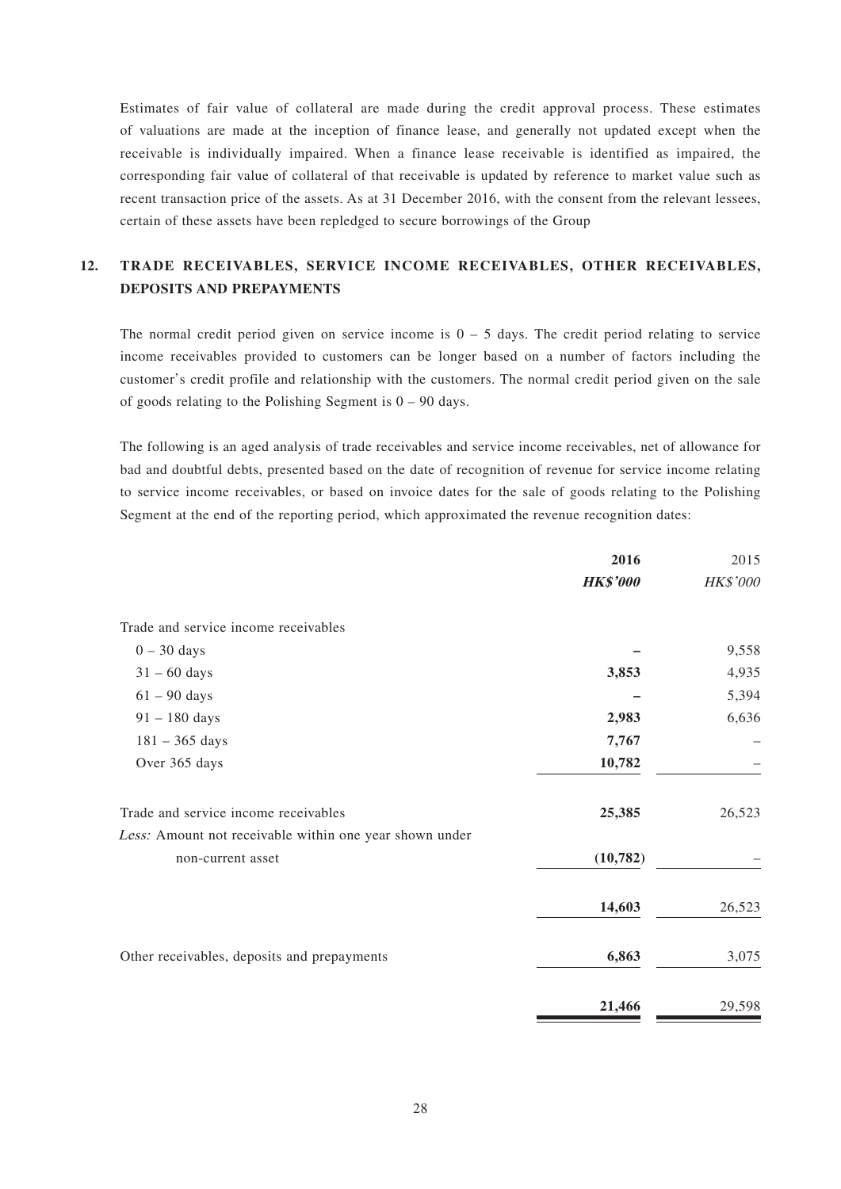Estimates of fair value of collateral are made during the credit approval process. These estimates of valuations are made at the inception of finance lease, and generally not updated except when the receivable is individually impaired. When a finance lease receivable is identified as impaired, the corresponding fair value of collateral of that receivable is updated by reference to market value such as recent transaction price of the assets. As at 31 December 2016, with the consent from the relevant lessees, certain of these assets have been repledged to secure borrowings of the Group

## 12. TRADE RECEIVABLES, SERVICE INCOME RECEIVABLES, OTHER RECEIVABLES, DEPOSITS AND PREPAYMENTS

The normal credit period given on service income is 0 – 5 days. The credit period relating to service income receivables provided to customers can be longer based on a number of factors including the customer's credit profile and relationship with the customers. The normal credit period given on the sale of goods relating to the Polishing Segment is 0 – 90 days.

The following is an aged analysis of trade receivables and service income receivables, net of allowance for bad and doubtful debts, presented based on the date of recognition of revenue for service income relating to service income receivables, or based on invoice dates for the sale of goods relating to the Polishing Segment at the end of the reporting period, which approximated the revenue recognition dates:

| | **2016** | 2015 |
|---|---|---|
| | ***HK$'000*** | *HK$'000* |
| Trade and service income receivables | | |
| 0 – 30 days | – | 9,558 |
| 31 – 60 days | **3,853** | 4,935 |
| 61 – 90 days | – | 5,394 |
| 91 – 180 days | **2,983** | 6,636 |
| 181 – 365 days | **7,767** | – |
| Over 365 days | **10,782** | – |
| Trade and service income receivables | **25,385** | 26,523 |
| *Less:* Amount not receivable within one year shown under non-current asset | **(10,782)** | – |
| | **14,603** | 26,523 |
| Other receivables, deposits and prepayments | **6,863** | 3,075 |
| | **21,466** | 29,598 |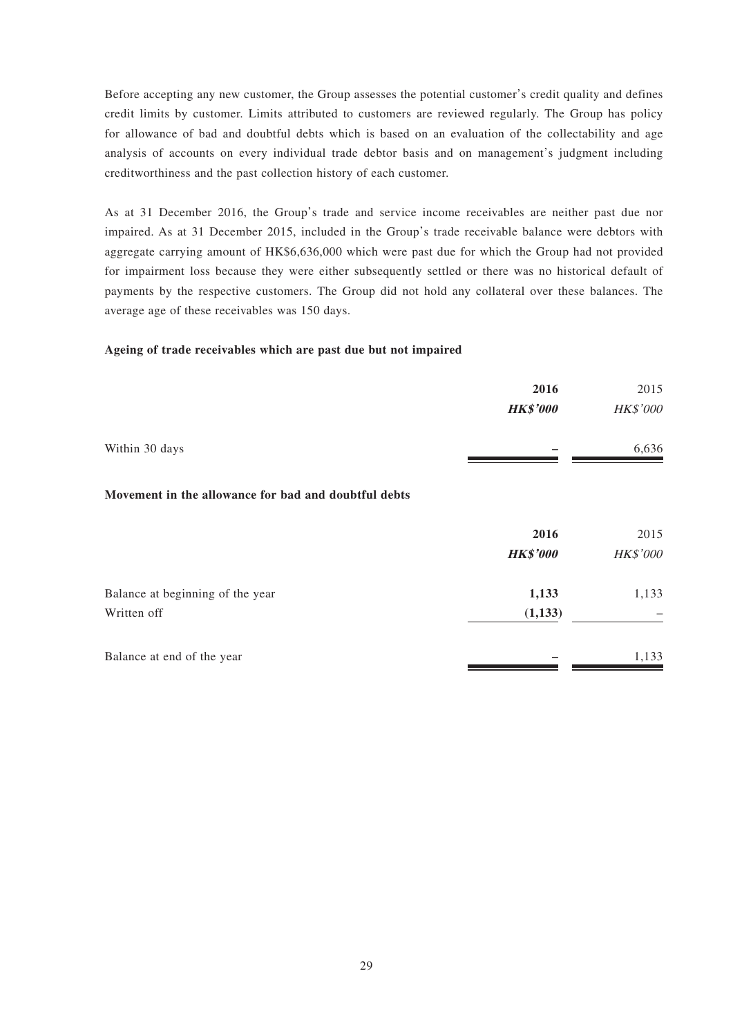Before accepting any new customer, the Group assesses the potential customer's credit quality and defines credit limits by customer. Limits attributed to customers are reviewed regularly. The Group has policy for allowance of bad and doubtful debts which is based on an evaluation of the collectability and age analysis of accounts on every individual trade debtor basis and on management's judgment including creditworthiness and the past collection history of each customer.

As at 31 December 2016, the Group's trade and service income receivables are neither past due nor impaired. As at 31 December 2015, included in the Group's trade receivable balance were debtors with aggregate carrying amount of HK$6,636,000 which were past due for which the Group had not provided for impairment loss because they were either subsequently settled or there was no historical default of payments by the respective customers. The Group did not hold any collateral over these balances. The average age of these receivables was 150 days.

**Ageing of trade receivables which are past due but not impaired**

| | **2016** | 2015 |
|---|---|---|
| | ***HK$'000*** | *HK$'000* |
| Within 30 days | **–** | 6,636 |

**Movement in the allowance for bad and doubtful debts**

| | **2016** | 2015 |
|---|---|---|
| | ***HK$'000*** | *HK$'000* |
| Balance at beginning of the year | **1,133** | 1,133 |
| Written off | **(1,133)** | – |
| Balance at end of the year | **–** | 1,133 |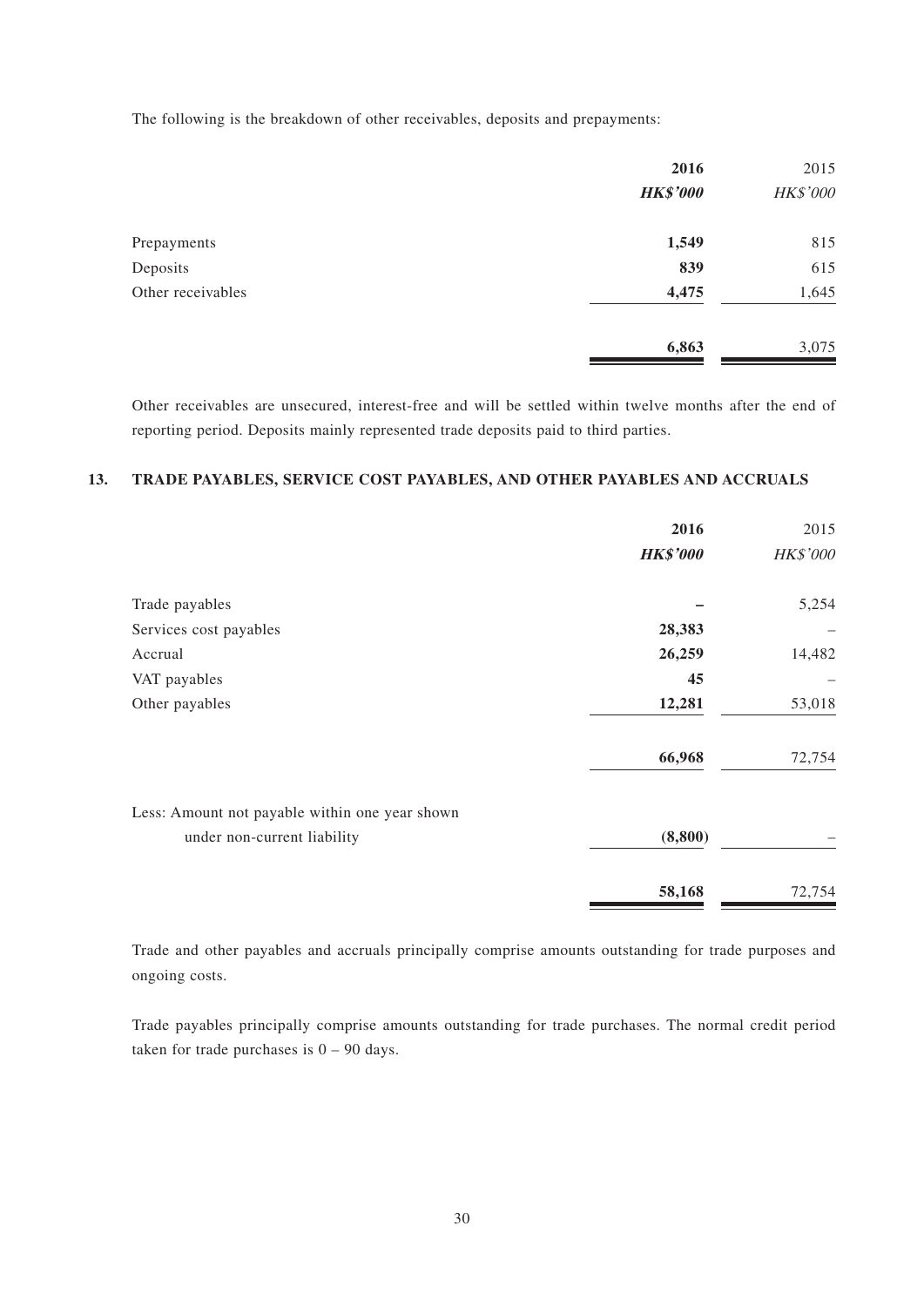The following is the breakdown of other receivables, deposits and prepayments:

| | 2016 | 2015 |
|---|---|---|
| | ***HK$'000*** | *HK$'000* |
| Prepayments | **1,549** | 815 |
| Deposits | **839** | 615 |
| Other receivables | **4,475** | 1,645 |
| | **6,863** | 3,075 |

Other receivables are unsecured, interest-free and will be settled within twelve months after the end of reporting period. Deposits mainly represented trade deposits paid to third parties.

## 13. TRADE PAYABLES, SERVICE COST PAYABLES, AND OTHER PAYABLES AND ACCRUALS

| | 2016 | 2015 |
|---|---|---|
| | ***HK$'000*** | *HK$'000* |
| Trade payables | **–** | 5,254 |
| Services cost payables | **28,383** | – |
| Accrual | **26,259** | 14,482 |
| VAT payables | **45** | – |
| Other payables | **12,281** | 53,018 |
| | **66,968** | 72,754 |
| Less: Amount not payable within one year shown under non-current liability | **(8,800)** | – |
| | **58,168** | 72,754 |

Trade and other payables and accruals principally comprise amounts outstanding for trade purposes and ongoing costs.

Trade payables principally comprise amounts outstanding for trade purchases. The normal credit period taken for trade purchases is 0 – 90 days.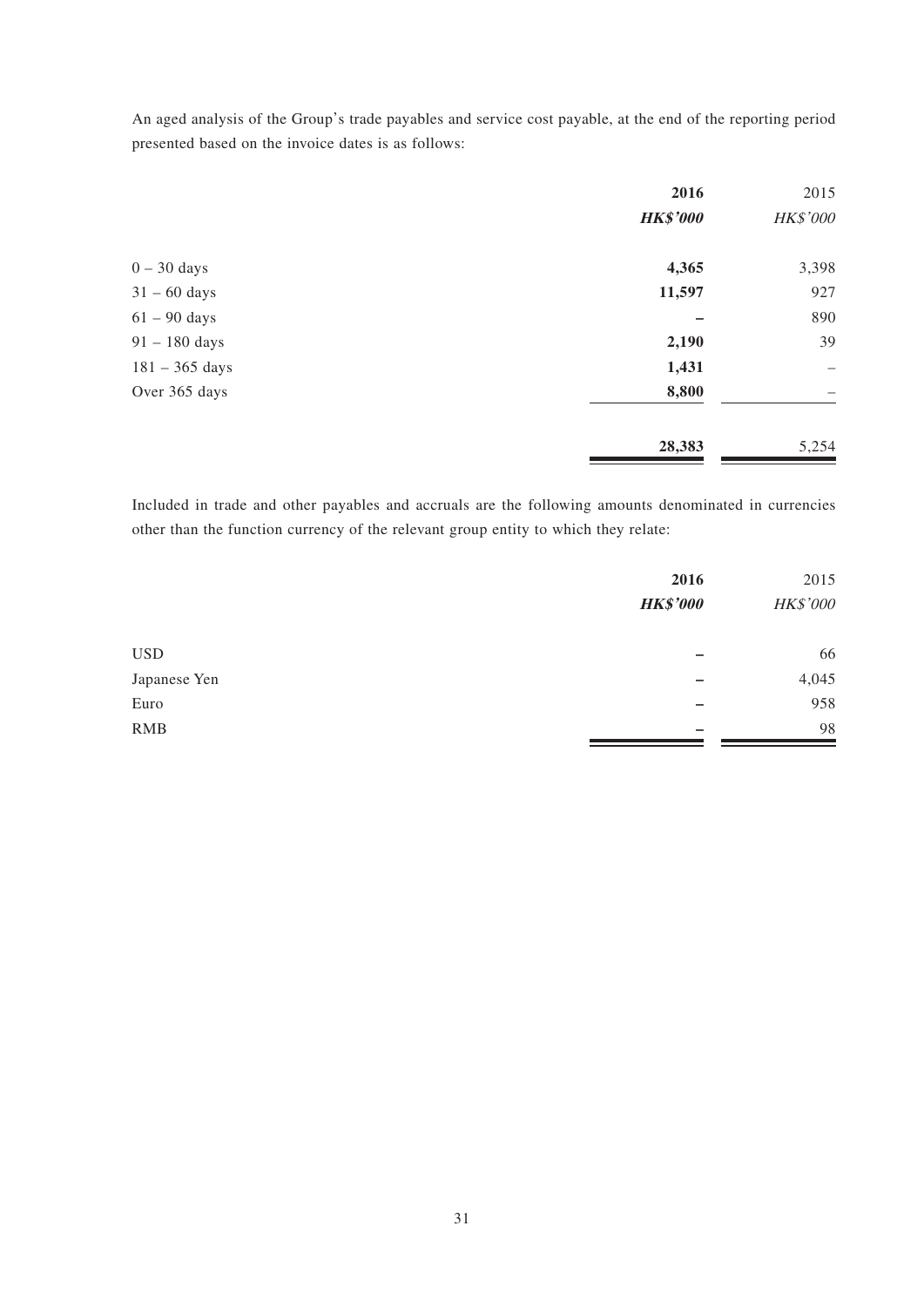An aged analysis of the Group's trade payables and service cost payable, at the end of the reporting period presented based on the invoice dates is as follows:

| | **2016** | 2015 |
|---|---|---|
| | ***HK$'000*** | *HK$'000* |
| 0 – 30 days | **4,365** | 3,398 |
| 31 – 60 days | **11,597** | 927 |
| 61 – 90 days | **–** | 890 |
| 91 – 180 days | **2,190** | 39 |
| 181 – 365 days | **1,431** | – |
| Over 365 days | **8,800** | – |
| | **28,383** | 5,254 |

Included in trade and other payables and accruals are the following amounts denominated in currencies other than the function currency of the relevant group entity to which they relate:

| | **2016** | 2015 |
|---|---|---|
| | ***HK$'000*** | *HK$'000* |
| USD | **–** | 66 |
| Japanese Yen | **–** | 4,045 |
| Euro | **–** | 958 |
| RMB | **–** | 98 |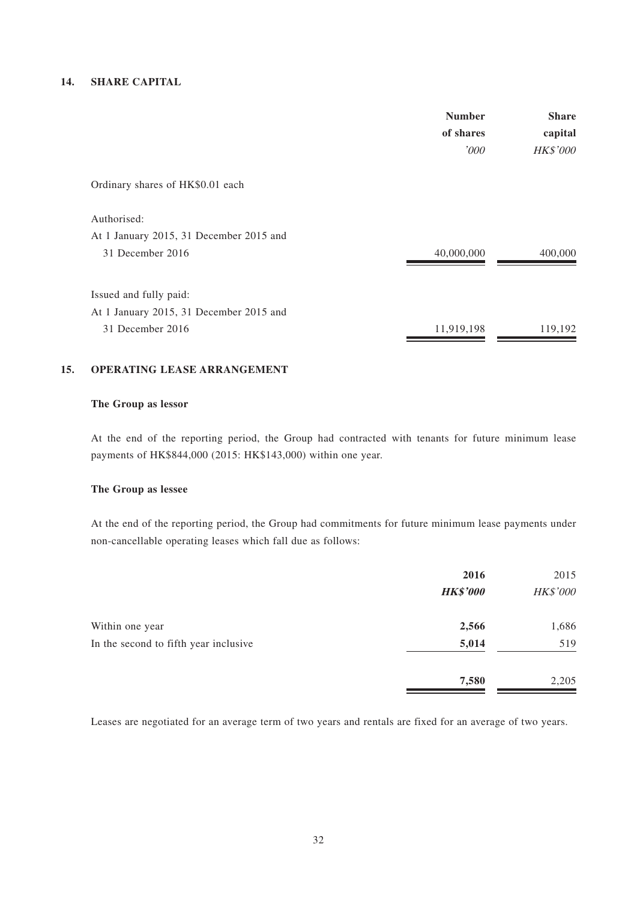## 14. SHARE CAPITAL

| | Number of shares | Share capital |
|---|---|---|
| | *'000* | *HK$'000* |
| Ordinary shares of HK$0.01 each | | |
| Authorised: | | |
| At 1 January 2015, 31 December 2015 and 31 December 2016 | 40,000,000 | 400,000 |
| Issued and fully paid: | | |
| At 1 January 2015, 31 December 2015 and 31 December 2016 | 11,919,198 | 119,192 |

## 15. OPERATING LEASE ARRANGEMENT

**The Group as lessor**

At the end of the reporting period, the Group had contracted with tenants for future minimum lease payments of HK$844,000 (2015: HK$143,000) within one year.

**The Group as lessee**

At the end of the reporting period, the Group had commitments for future minimum lease payments under non-cancellable operating leases which fall due as follows:

| | **2016** | 2015 |
|---|---|---|
| | ***HK$'000*** | *HK$'000* |
| Within one year | **2,566** | 1,686 |
| In the second to fifth year inclusive | **5,014** | 519 |
| | **7,580** | 2,205 |

Leases are negotiated for an average term of two years and rentals are fixed for an average of two years.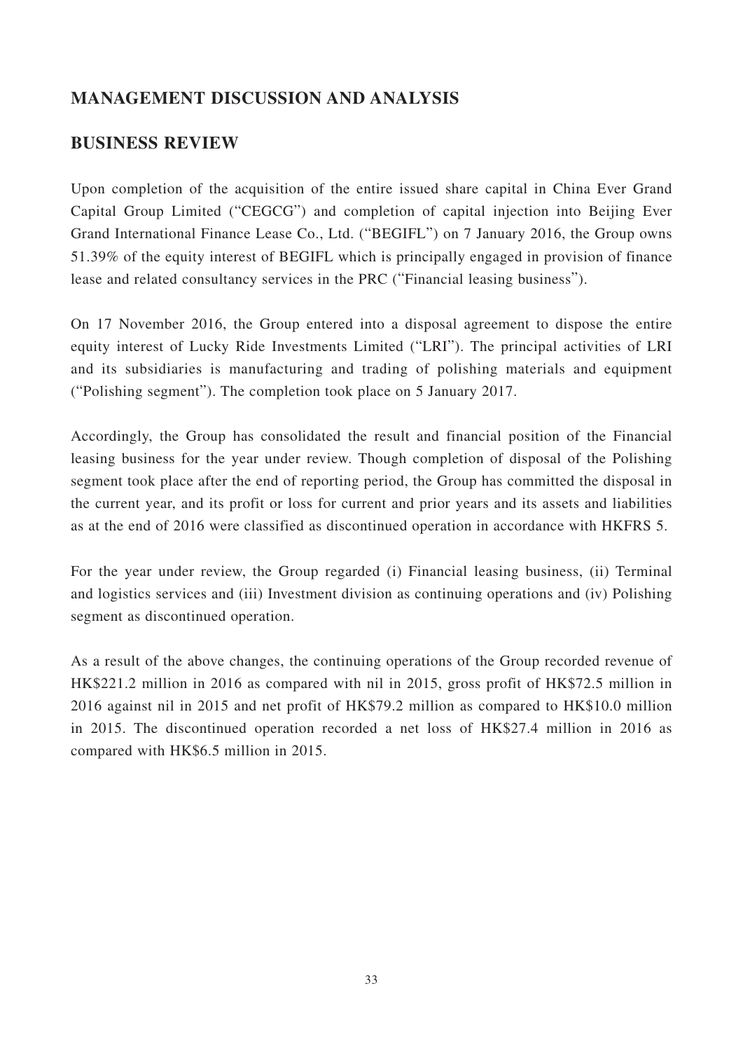## MANAGEMENT DISCUSSION AND ANALYSIS

## BUSINESS REVIEW

Upon completion of the acquisition of the entire issued share capital in China Ever Grand Capital Group Limited ("CEGCG") and completion of capital injection into Beijing Ever Grand International Finance Lease Co., Ltd. ("BEGIFL") on 7 January 2016, the Group owns 51.39% of the equity interest of BEGIFL which is principally engaged in provision of finance lease and related consultancy services in the PRC ("Financial leasing business").

On 17 November 2016, the Group entered into a disposal agreement to dispose the entire equity interest of Lucky Ride Investments Limited ("LRI"). The principal activities of LRI and its subsidiaries is manufacturing and trading of polishing materials and equipment ("Polishing segment"). The completion took place on 5 January 2017.

Accordingly, the Group has consolidated the result and financial position of the Financial leasing business for the year under review. Though completion of disposal of the Polishing segment took place after the end of reporting period, the Group has committed the disposal in the current year, and its profit or loss for current and prior years and its assets and liabilities as at the end of 2016 were classified as discontinued operation in accordance with HKFRS 5.

For the year under review, the Group regarded (i) Financial leasing business, (ii) Terminal and logistics services and (iii) Investment division as continuing operations and (iv) Polishing segment as discontinued operation.

As a result of the above changes, the continuing operations of the Group recorded revenue of HK$221.2 million in 2016 as compared with nil in 2015, gross profit of HK$72.5 million in 2016 against nil in 2015 and net profit of HK$79.2 million as compared to HK$10.0 million in 2015. The discontinued operation recorded a net loss of HK$27.4 million in 2016 as compared with HK$6.5 million in 2015.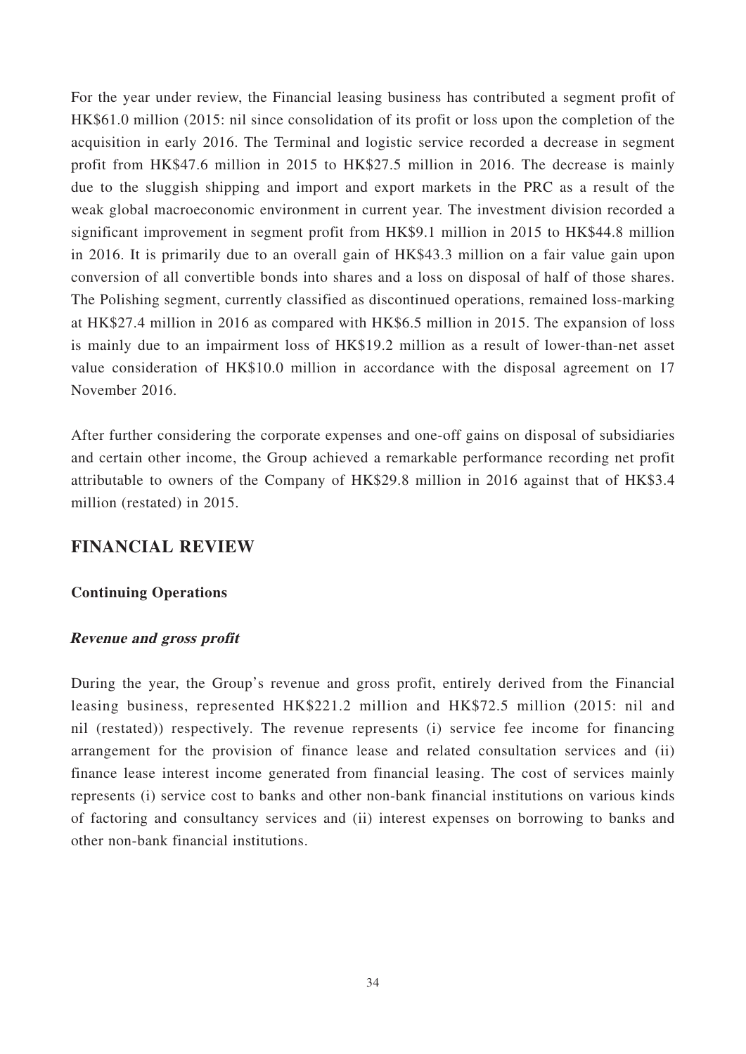For the year under review, the Financial leasing business has contributed a segment profit of HK$61.0 million (2015: nil since consolidation of its profit or loss upon the completion of the acquisition in early 2016. The Terminal and logistic service recorded a decrease in segment profit from HK$47.6 million in 2015 to HK$27.5 million in 2016. The decrease is mainly due to the sluggish shipping and import and export markets in the PRC as a result of the weak global macroeconomic environment in current year. The investment division recorded a significant improvement in segment profit from HK$9.1 million in 2015 to HK$44.8 million in 2016. It is primarily due to an overall gain of HK$43.3 million on a fair value gain upon conversion of all convertible bonds into shares and a loss on disposal of half of those shares. The Polishing segment, currently classified as discontinued operations, remained loss-marking at HK$27.4 million in 2016 as compared with HK$6.5 million in 2015. The expansion of loss is mainly due to an impairment loss of HK$19.2 million as a result of lower-than-net asset value consideration of HK$10.0 million in accordance with the disposal agreement on 17 November 2016.

After further considering the corporate expenses and one-off gains on disposal of subsidiaries and certain other income, the Group achieved a remarkable performance recording net profit attributable to owners of the Company of HK$29.8 million in 2016 against that of HK$3.4 million (restated) in 2015.

## FINANCIAL REVIEW

**Continuing Operations**

***Revenue and gross profit***

During the year, the Group's revenue and gross profit, entirely derived from the Financial leasing business, represented HK$221.2 million and HK$72.5 million (2015: nil and nil (restated)) respectively. The revenue represents (i) service fee income for financing arrangement for the provision of finance lease and related consultation services and (ii) finance lease interest income generated from financial leasing. The cost of services mainly represents (i) service cost to banks and other non-bank financial institutions on various kinds of factoring and consultancy services and (ii) interest expenses on borrowing to banks and other non-bank financial institutions.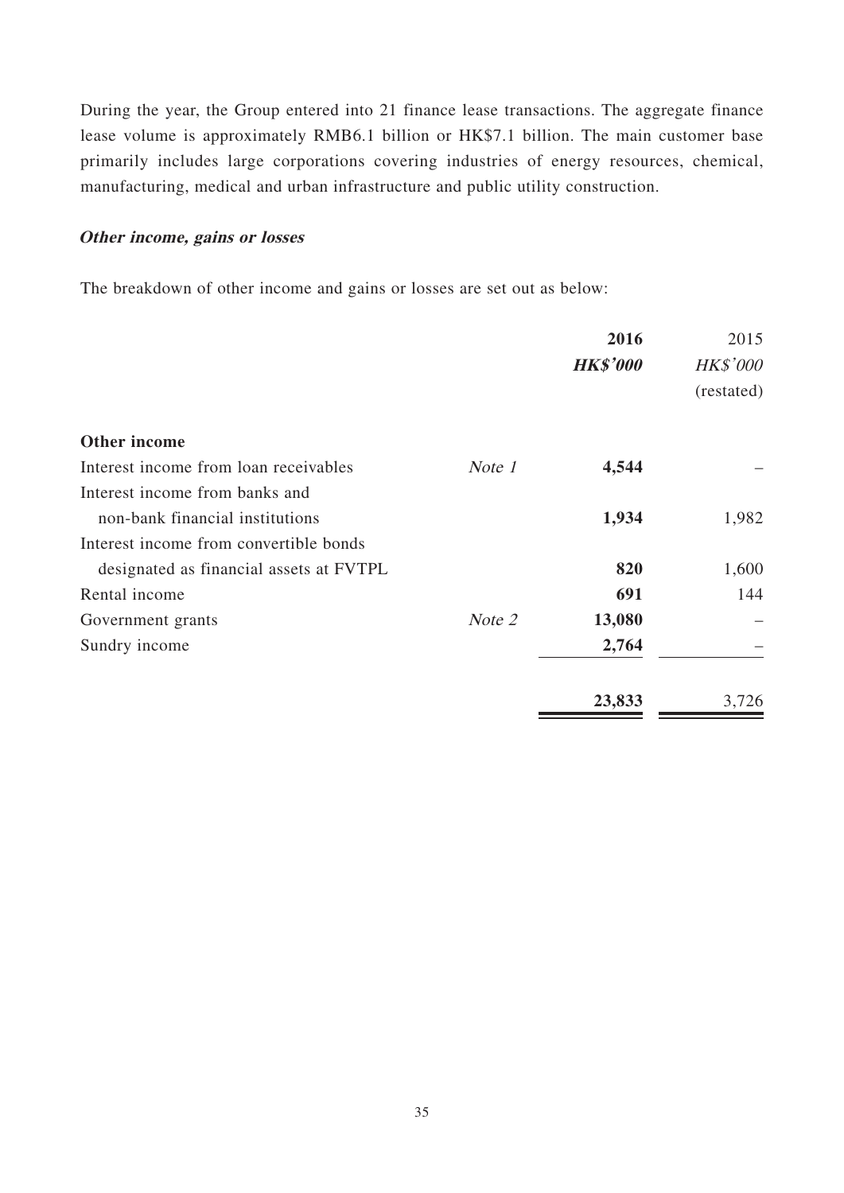During the year, the Group entered into 21 finance lease transactions. The aggregate finance lease volume is approximately RMB6.1 billion or HK$7.1 billion. The main customer base primarily includes large corporations covering industries of energy resources, chemical, manufacturing, medical and urban infrastructure and public utility construction.

***Other income, gains or losses***

The breakdown of other income and gains or losses are set out as below:

| | | **2016** | 2015 |
|---|---|---|---|
| | | ***HK$'000*** | *HK$'000* |
| | | | (restated) |
| **Other income** | | | |
| Interest income from loan receivables | *Note 1* | **4,544** | – |
| Interest income from banks and non-bank financial institutions | | **1,934** | 1,982 |
| Interest income from convertible bonds designated as financial assets at FVTPL | | **820** | 1,600 |
| Rental income | | **691** | 144 |
| Government grants | *Note 2* | **13,080** | – |
| Sundry income | | **2,764** | – |
| | | **23,833** | 3,726 |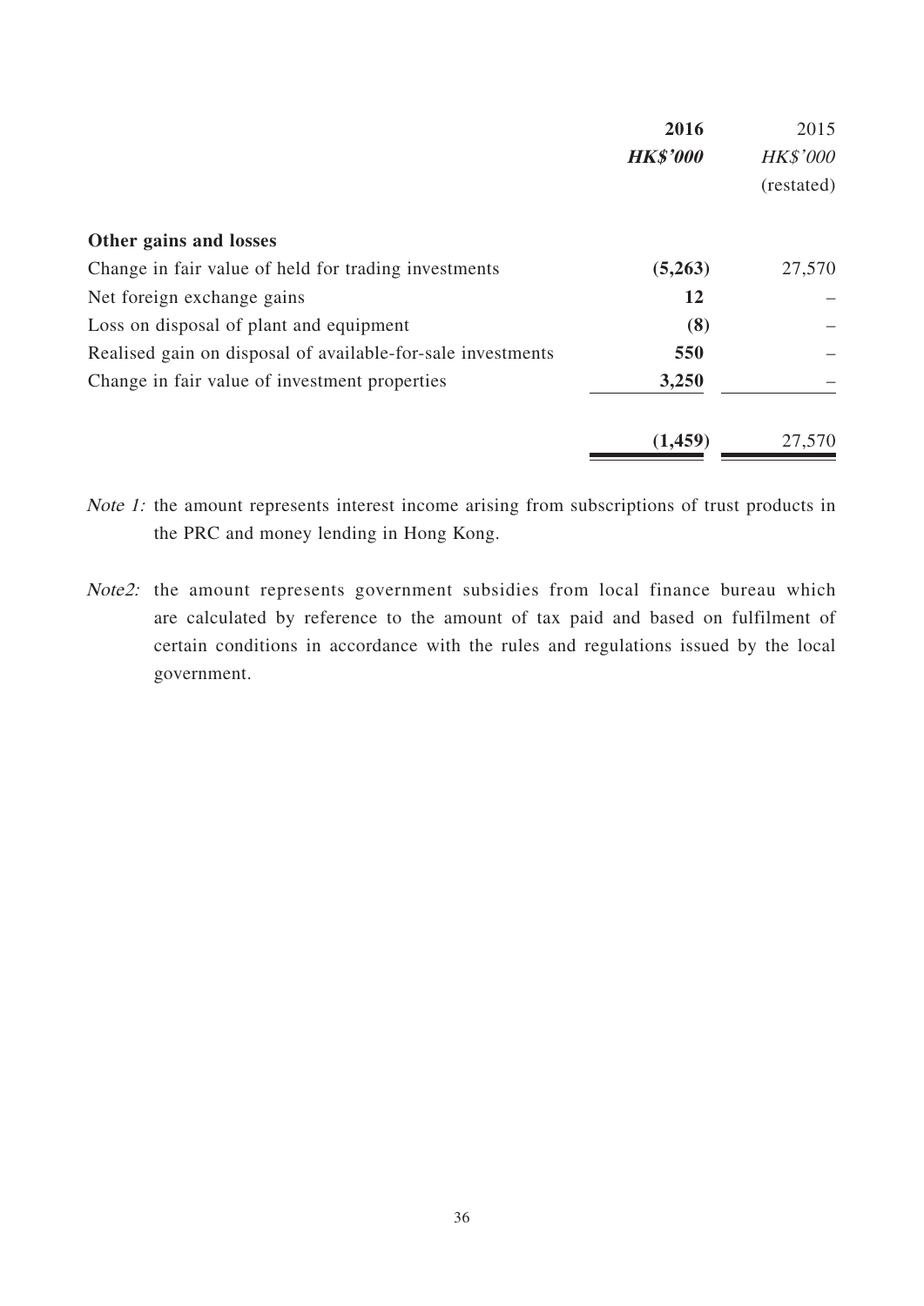| | **2016** | 2015 |
|---|---|---|
| | ***HK$'000*** | *HK$'000* |
| | | (restated) |
| **Other gains and losses** | | |
| Change in fair value of held for trading investments | **(5,263)** | 27,570 |
| Net foreign exchange gains | **12** | – |
| Loss on disposal of plant and equipment | **(8)** | – |
| Realised gain on disposal of available-for-sale investments | **550** | – |
| Change in fair value of investment properties | **3,250** | – |
| | **(1,459)** | 27,570 |

*Note 1:* the amount represents interest income arising from subscriptions of trust products in the PRC and money lending in Hong Kong.

*Note2:* the amount represents government subsidies from local finance bureau which are calculated by reference to the amount of tax paid and based on fulfilment of certain conditions in accordance with the rules and regulations issued by the local government.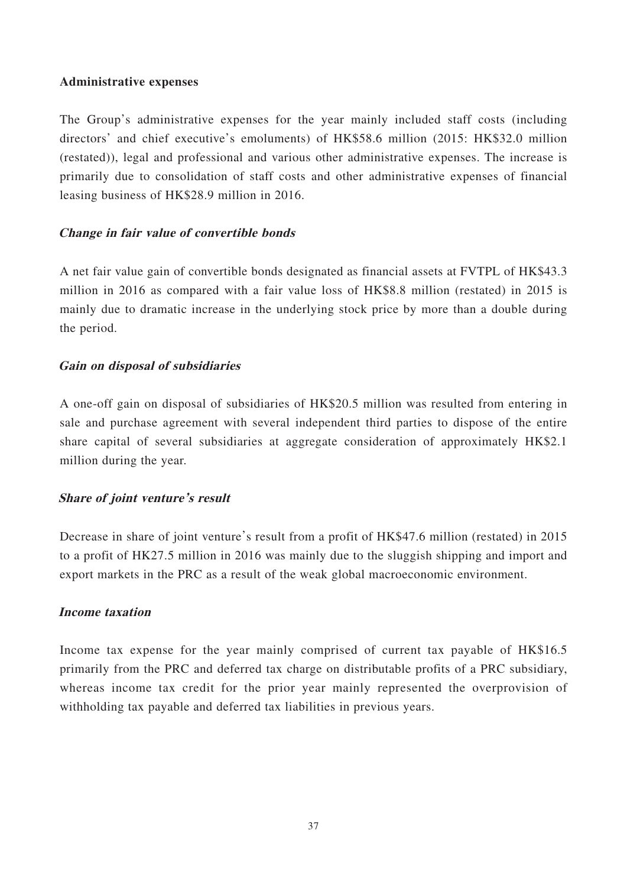**Administrative expenses**

The Group's administrative expenses for the year mainly included staff costs (including directors' and chief executive's emoluments) of HK$58.6 million (2015: HK$32.0 million (restated)), legal and professional and various other administrative expenses. The increase is primarily due to consolidation of staff costs and other administrative expenses of financial leasing business of HK$28.9 million in 2016.

***Change in fair value of convertible bonds***

A net fair value gain of convertible bonds designated as financial assets at FVTPL of HK$43.3 million in 2016 as compared with a fair value loss of HK$8.8 million (restated) in 2015 is mainly due to dramatic increase in the underlying stock price by more than a double during the period.

***Gain on disposal of subsidiaries***

A one-off gain on disposal of subsidiaries of HK$20.5 million was resulted from entering in sale and purchase agreement with several independent third parties to dispose of the entire share capital of several subsidiaries at aggregate consideration of approximately HK$2.1 million during the year.

***Share of joint venture's result***

Decrease in share of joint venture's result from a profit of HK$47.6 million (restated) in 2015 to a profit of HK27.5 million in 2016 was mainly due to the sluggish shipping and import and export markets in the PRC as a result of the weak global macroeconomic environment.

***Income taxation***

Income tax expense for the year mainly comprised of current tax payable of HK$16.5 primarily from the PRC and deferred tax charge on distributable profits of a PRC subsidiary, whereas income tax credit for the prior year mainly represented the overprovision of withholding tax payable and deferred tax liabilities in previous years.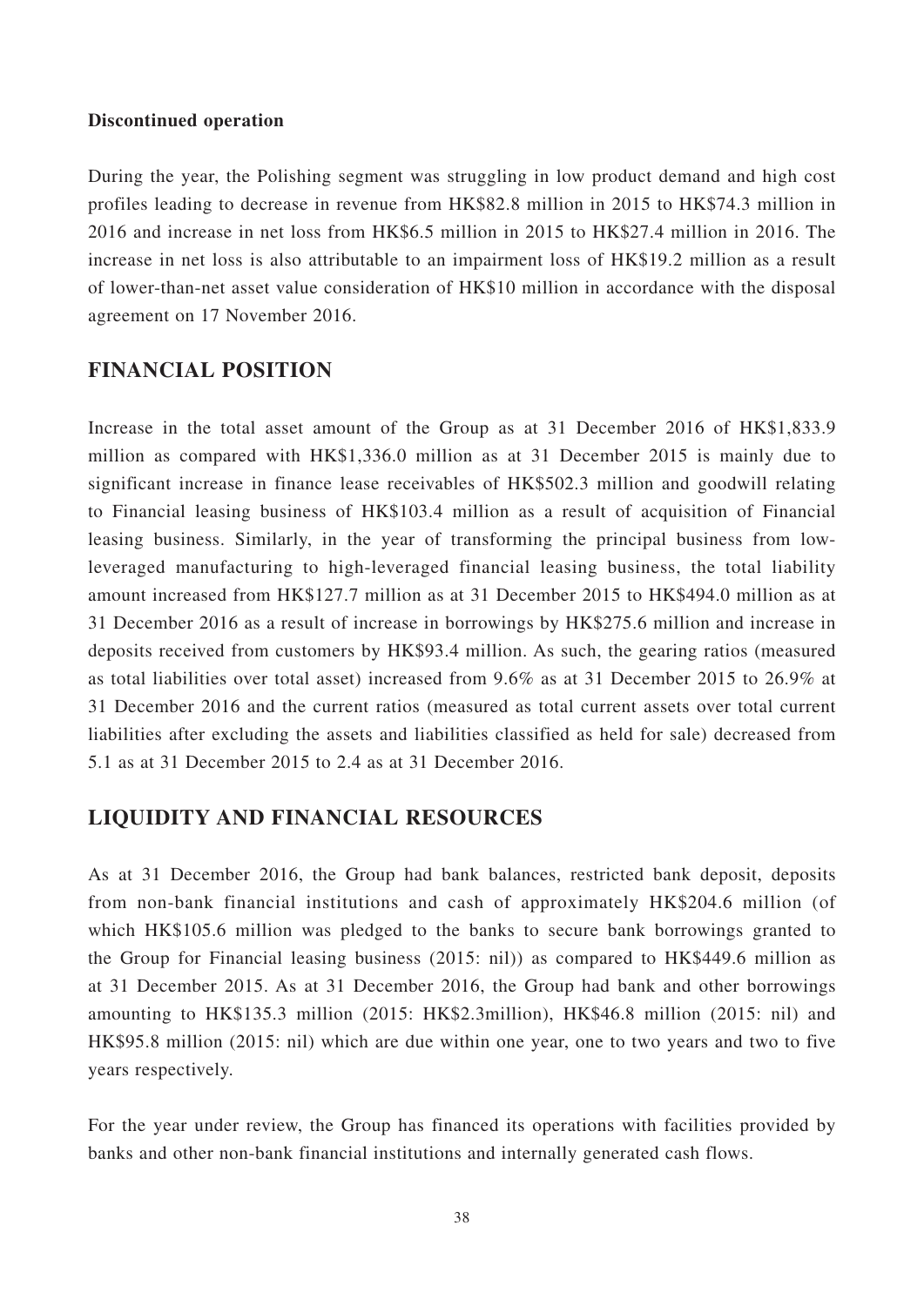**Discontinued operation**

During the year, the Polishing segment was struggling in low product demand and high cost profiles leading to decrease in revenue from HK$82.8 million in 2015 to HK$74.3 million in 2016 and increase in net loss from HK$6.5 million in 2015 to HK$27.4 million in 2016. The increase in net loss is also attributable to an impairment loss of HK$19.2 million as a result of lower-than-net asset value consideration of HK$10 million in accordance with the disposal agreement on 17 November 2016.

## FINANCIAL POSITION

Increase in the total asset amount of the Group as at 31 December 2016 of HK$1,833.9 million as compared with HK$1,336.0 million as at 31 December 2015 is mainly due to significant increase in finance lease receivables of HK$502.3 million and goodwill relating to Financial leasing business of HK$103.4 million as a result of acquisition of Financial leasing business. Similarly, in the year of transforming the principal business from low-leveraged manufacturing to high-leveraged financial leasing business, the total liability amount increased from HK$127.7 million as at 31 December 2015 to HK$494.0 million as at 31 December 2016 as a result of increase in borrowings by HK$275.6 million and increase in deposits received from customers by HK$93.4 million. As such, the gearing ratios (measured as total liabilities over total asset) increased from 9.6% as at 31 December 2015 to 26.9% at 31 December 2016 and the current ratios (measured as total current assets over total current liabilities after excluding the assets and liabilities classified as held for sale) decreased from 5.1 as at 31 December 2015 to 2.4 as at 31 December 2016.

## LIQUIDITY AND FINANCIAL RESOURCES

As at 31 December 2016, the Group had bank balances, restricted bank deposit, deposits from non-bank financial institutions and cash of approximately HK$204.6 million (of which HK$105.6 million was pledged to the banks to secure bank borrowings granted to the Group for Financial leasing business (2015: nil)) as compared to HK$449.6 million as at 31 December 2015. As at 31 December 2016, the Group had bank and other borrowings amounting to HK$135.3 million (2015: HK$2.3million), HK$46.8 million (2015: nil) and HK$95.8 million (2015: nil) which are due within one year, one to two years and two to five years respectively.

For the year under review, the Group has financed its operations with facilities provided by banks and other non-bank financial institutions and internally generated cash flows.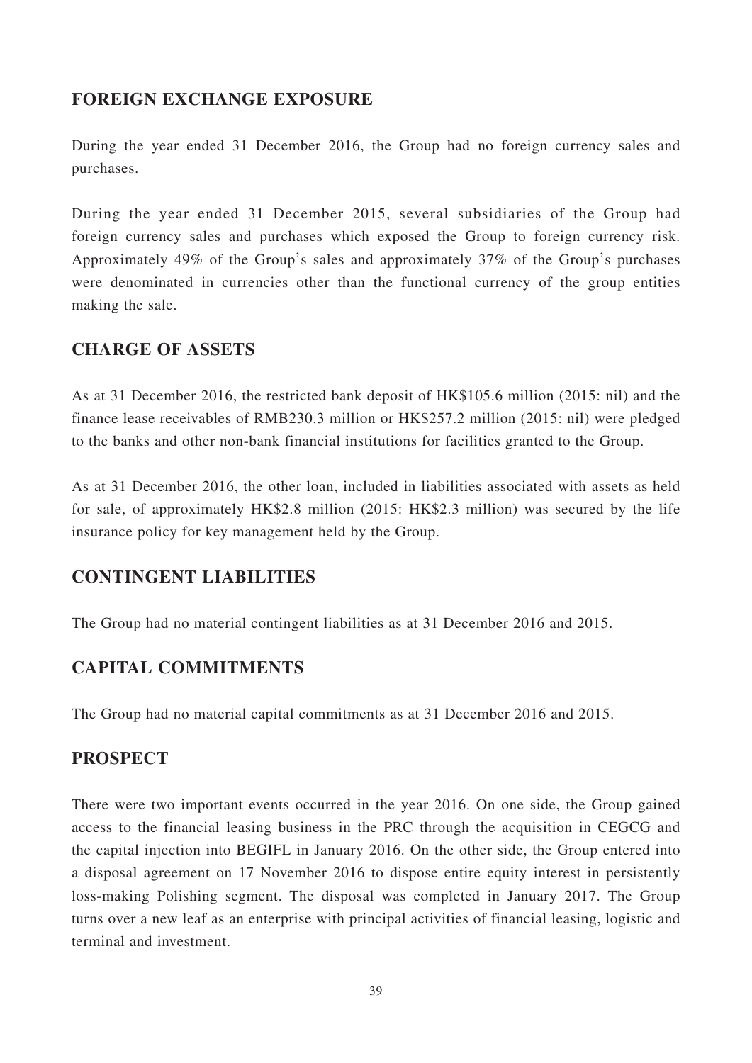## FOREIGN EXCHANGE EXPOSURE

During the year ended 31 December 2016, the Group had no foreign currency sales and purchases.

During the year ended 31 December 2015, several subsidiaries of the Group had foreign currency sales and purchases which exposed the Group to foreign currency risk. Approximately 49% of the Group's sales and approximately 37% of the Group's purchases were denominated in currencies other than the functional currency of the group entities making the sale.

## CHARGE OF ASSETS

As at 31 December 2016, the restricted bank deposit of HK$105.6 million (2015: nil) and the finance lease receivables of RMB230.3 million or HK$257.2 million (2015: nil) were pledged to the banks and other non-bank financial institutions for facilities granted to the Group.

As at 31 December 2016, the other loan, included in liabilities associated with assets as held for sale, of approximately HK$2.8 million (2015: HK$2.3 million) was secured by the life insurance policy for key management held by the Group.

## CONTINGENT LIABILITIES

The Group had no material contingent liabilities as at 31 December 2016 and 2015.

## CAPITAL COMMITMENTS

The Group had no material capital commitments as at 31 December 2016 and 2015.

## PROSPECT

There were two important events occurred in the year 2016. On one side, the Group gained access to the financial leasing business in the PRC through the acquisition in CEGCG and the capital injection into BEGIFL in January 2016. On the other side, the Group entered into a disposal agreement on 17 November 2016 to dispose entire equity interest in persistently loss-making Polishing segment. The disposal was completed in January 2017. The Group turns over a new leaf as an enterprise with principal activities of financial leasing, logistic and terminal and investment.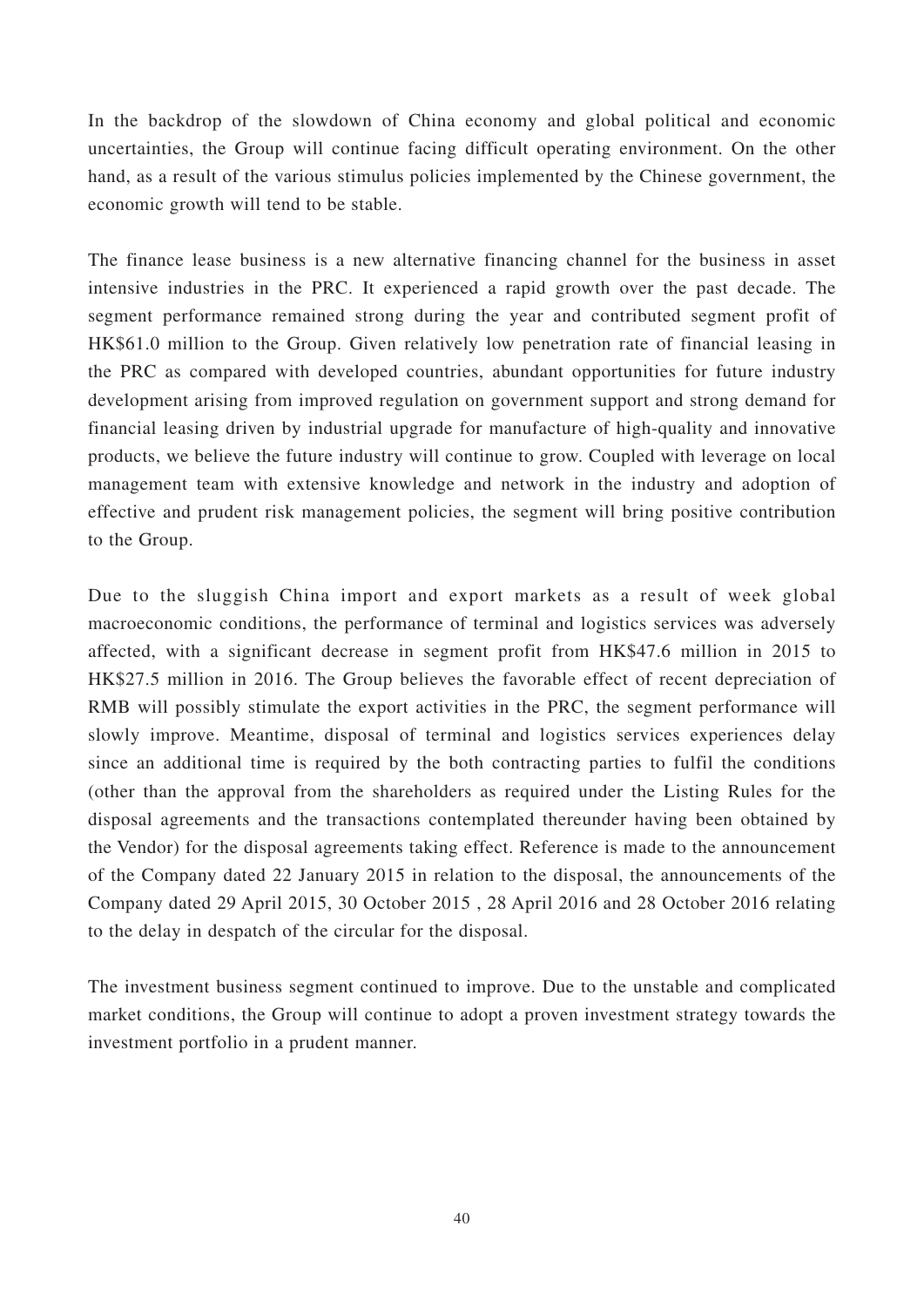In the backdrop of the slowdown of China economy and global political and economic uncertainties, the Group will continue facing difficult operating environment. On the other hand, as a result of the various stimulus policies implemented by the Chinese government, the economic growth will tend to be stable.

The finance lease business is a new alternative financing channel for the business in asset intensive industries in the PRC. It experienced a rapid growth over the past decade. The segment performance remained strong during the year and contributed segment profit of HK$61.0 million to the Group. Given relatively low penetration rate of financial leasing in the PRC as compared with developed countries, abundant opportunities for future industry development arising from improved regulation on government support and strong demand for financial leasing driven by industrial upgrade for manufacture of high-quality and innovative products, we believe the future industry will continue to grow. Coupled with leverage on local management team with extensive knowledge and network in the industry and adoption of effective and prudent risk management policies, the segment will bring positive contribution to the Group.

Due to the sluggish China import and export markets as a result of week global macroeconomic conditions, the performance of terminal and logistics services was adversely affected, with a significant decrease in segment profit from HK$47.6 million in 2015 to HK$27.5 million in 2016. The Group believes the favorable effect of recent depreciation of RMB will possibly stimulate the export activities in the PRC, the segment performance will slowly improve. Meantime, disposal of terminal and logistics services experiences delay since an additional time is required by the both contracting parties to fulfil the conditions (other than the approval from the shareholders as required under the Listing Rules for the disposal agreements and the transactions contemplated thereunder having been obtained by the Vendor) for the disposal agreements taking effect. Reference is made to the announcement of the Company dated 22 January 2015 in relation to the disposal, the announcements of the Company dated 29 April 2015, 30 October 2015 , 28 April 2016 and 28 October 2016 relating to the delay in despatch of the circular for the disposal.

The investment business segment continued to improve. Due to the unstable and complicated market conditions, the Group will continue to adopt a proven investment strategy towards the investment portfolio in a prudent manner.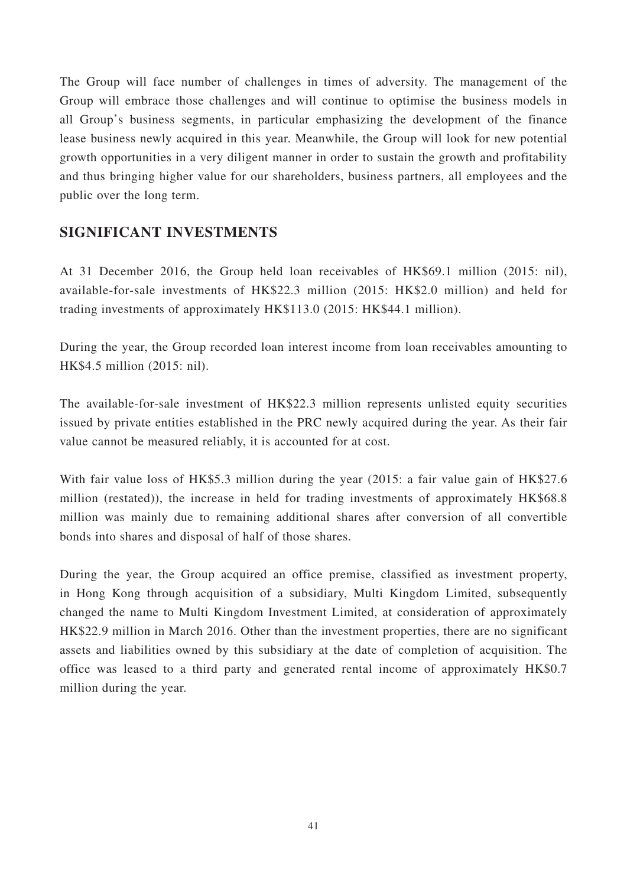The Group will face number of challenges in times of adversity. The management of the Group will embrace those challenges and will continue to optimise the business models in all Group's business segments, in particular emphasizing the development of the finance lease business newly acquired in this year. Meanwhile, the Group will look for new potential growth opportunities in a very diligent manner in order to sustain the growth and profitability and thus bringing higher value for our shareholders, business partners, all employees and the public over the long term.

## SIGNIFICANT INVESTMENTS

At 31 December 2016, the Group held loan receivables of HK$69.1 million (2015: nil), available-for-sale investments of HK$22.3 million (2015: HK$2.0 million) and held for trading investments of approximately HK$113.0 (2015: HK$44.1 million).

During the year, the Group recorded loan interest income from loan receivables amounting to HK$4.5 million (2015: nil).

The available-for-sale investment of HK$22.3 million represents unlisted equity securities issued by private entities established in the PRC newly acquired during the year. As their fair value cannot be measured reliably, it is accounted for at cost.

With fair value loss of HK$5.3 million during the year (2015: a fair value gain of HK$27.6 million (restated)), the increase in held for trading investments of approximately HK$68.8 million was mainly due to remaining additional shares after conversion of all convertible bonds into shares and disposal of half of those shares.

During the year, the Group acquired an office premise, classified as investment property, in Hong Kong through acquisition of a subsidiary, Multi Kingdom Limited, subsequently changed the name to Multi Kingdom Investment Limited, at consideration of approximately HK$22.9 million in March 2016. Other than the investment properties, there are no significant assets and liabilities owned by this subsidiary at the date of completion of acquisition. The office was leased to a third party and generated rental income of approximately HK$0.7 million during the year.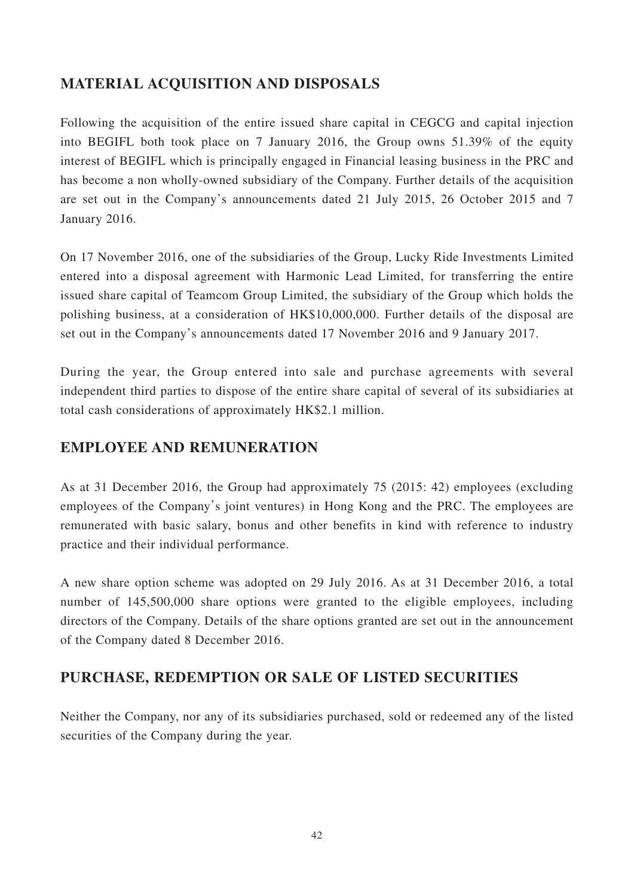## MATERIAL ACQUISITION AND DISPOSALS

Following the acquisition of the entire issued share capital in CEGCG and capital injection into BEGIFL both took place on 7 January 2016, the Group owns 51.39% of the equity interest of BEGIFL which is principally engaged in Financial leasing business in the PRC and has become a non wholly-owned subsidiary of the Company. Further details of the acquisition are set out in the Company's announcements dated 21 July 2015, 26 October 2015 and 7 January 2016.

On 17 November 2016, one of the subsidiaries of the Group, Lucky Ride Investments Limited entered into a disposal agreement with Harmonic Lead Limited, for transferring the entire issued share capital of Teamcom Group Limited, the subsidiary of the Group which holds the polishing business, at a consideration of HK$10,000,000. Further details of the disposal are set out in the Company's announcements dated 17 November 2016 and 9 January 2017.

During the year, the Group entered into sale and purchase agreements with several independent third parties to dispose of the entire share capital of several of its subsidiaries at total cash considerations of approximately HK$2.1 million.

## EMPLOYEE AND REMUNERATION

As at 31 December 2016, the Group had approximately 75 (2015: 42) employees (excluding employees of the Company's joint ventures) in Hong Kong and the PRC. The employees are remunerated with basic salary, bonus and other benefits in kind with reference to industry practice and their individual performance.

A new share option scheme was adopted on 29 July 2016. As at 31 December 2016, a total number of 145,500,000 share options were granted to the eligible employees, including directors of the Company. Details of the share options granted are set out in the announcement of the Company dated 8 December 2016.

## PURCHASE, REDEMPTION OR SALE OF LISTED SECURITIES

Neither the Company, nor any of its subsidiaries purchased, sold or redeemed any of the listed securities of the Company during the year.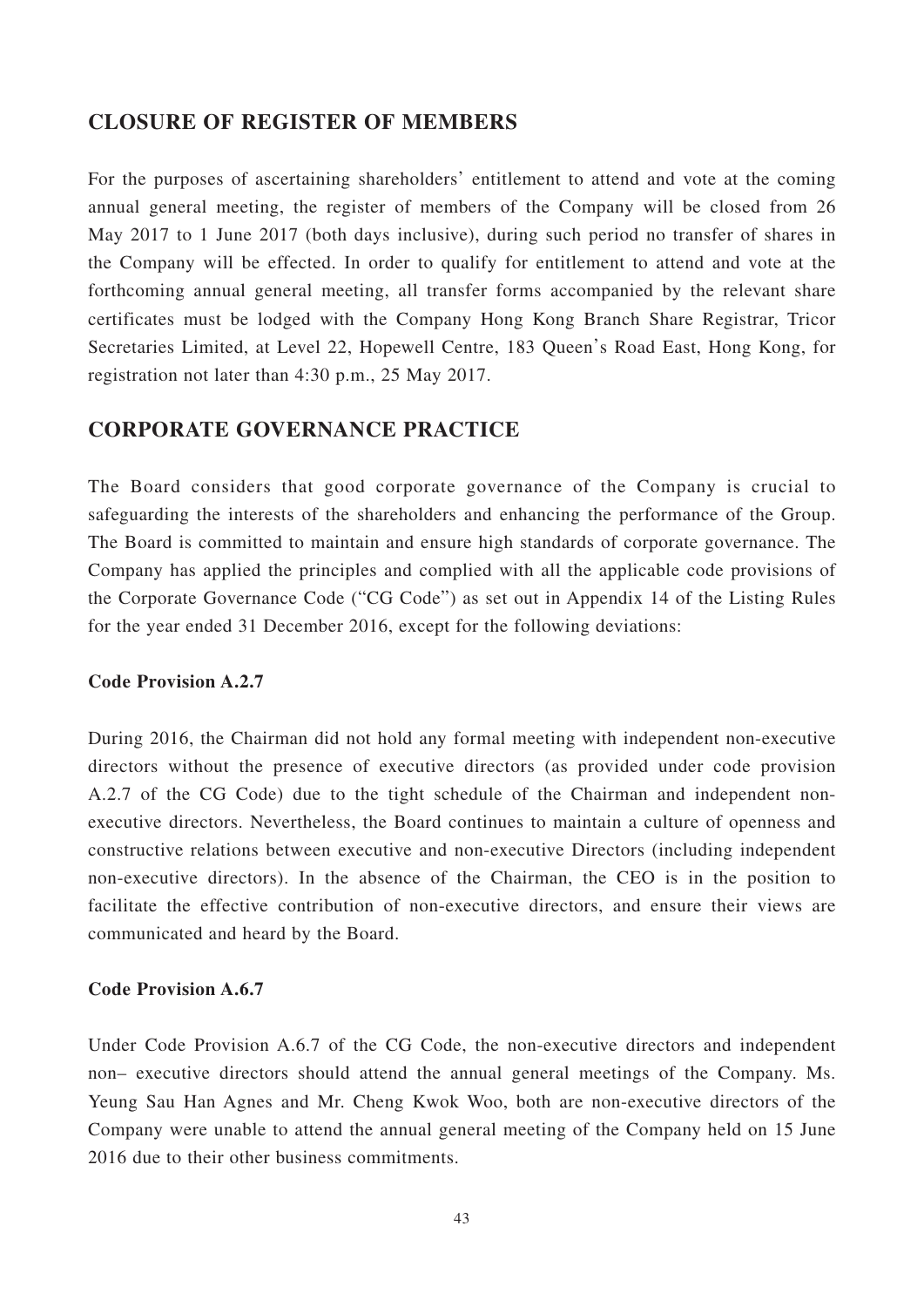## CLOSURE OF REGISTER OF MEMBERS

For the purposes of ascertaining shareholders' entitlement to attend and vote at the coming annual general meeting, the register of members of the Company will be closed from 26 May 2017 to 1 June 2017 (both days inclusive), during such period no transfer of shares in the Company will be effected. In order to qualify for entitlement to attend and vote at the forthcoming annual general meeting, all transfer forms accompanied by the relevant share certificates must be lodged with the Company Hong Kong Branch Share Registrar, Tricor Secretaries Limited, at Level 22, Hopewell Centre, 183 Queen's Road East, Hong Kong, for registration not later than 4:30 p.m., 25 May 2017.

## CORPORATE GOVERNANCE PRACTICE

The Board considers that good corporate governance of the Company is crucial to safeguarding the interests of the shareholders and enhancing the performance of the Group. The Board is committed to maintain and ensure high standards of corporate governance. The Company has applied the principles and complied with all the applicable code provisions of the Corporate Governance Code ("CG Code") as set out in Appendix 14 of the Listing Rules for the year ended 31 December 2016, except for the following deviations:

**Code Provision A.2.7**

During 2016, the Chairman did not hold any formal meeting with independent non-executive directors without the presence of executive directors (as provided under code provision A.2.7 of the CG Code) due to the tight schedule of the Chairman and independent non-executive directors. Nevertheless, the Board continues to maintain a culture of openness and constructive relations between executive and non-executive Directors (including independent non-executive directors). In the absence of the Chairman, the CEO is in the position to facilitate the effective contribution of non-executive directors, and ensure their views are communicated and heard by the Board.

**Code Provision A.6.7**

Under Code Provision A.6.7 of the CG Code, the non-executive directors and independent non– executive directors should attend the annual general meetings of the Company. Ms. Yeung Sau Han Agnes and Mr. Cheng Kwok Woo, both are non-executive directors of the Company were unable to attend the annual general meeting of the Company held on 15 June 2016 due to their other business commitments.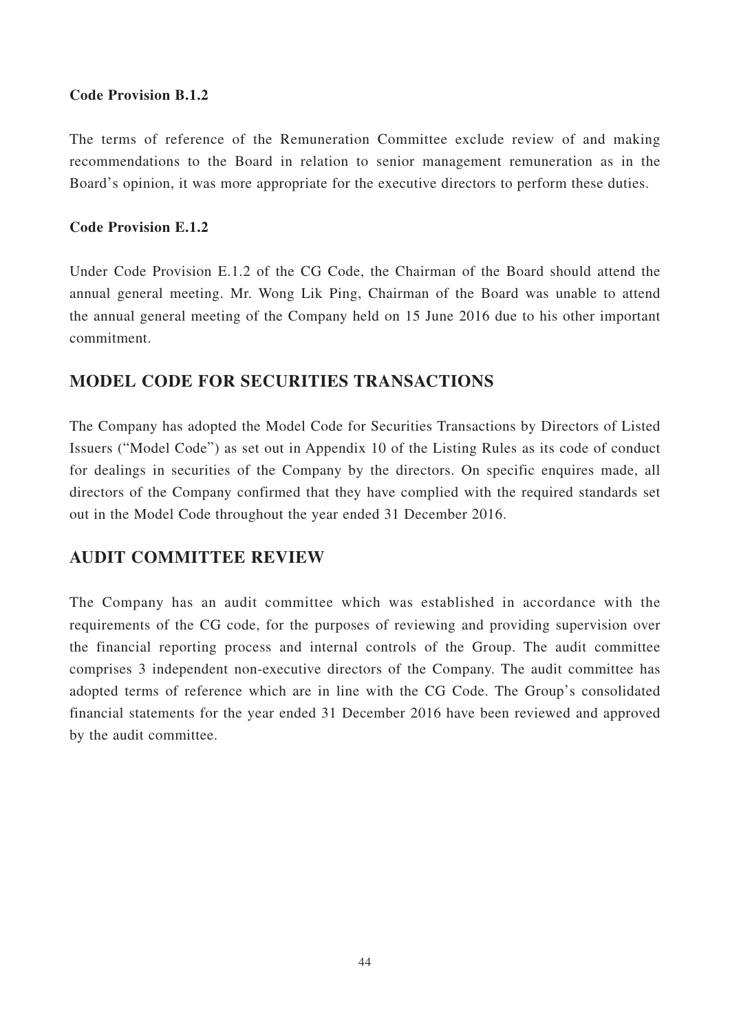**Code Provision B.1.2**

The terms of reference of the Remuneration Committee exclude review of and making recommendations to the Board in relation to senior management remuneration as in the Board's opinion, it was more appropriate for the executive directors to perform these duties.

**Code Provision E.1.2**

Under Code Provision E.1.2 of the CG Code, the Chairman of the Board should attend the annual general meeting. Mr. Wong Lik Ping, Chairman of the Board was unable to attend the annual general meeting of the Company held on 15 June 2016 due to his other important commitment.

## MODEL CODE FOR SECURITIES TRANSACTIONS

The Company has adopted the Model Code for Securities Transactions by Directors of Listed Issuers ("Model Code") as set out in Appendix 10 of the Listing Rules as its code of conduct for dealings in securities of the Company by the directors. On specific enquires made, all directors of the Company confirmed that they have complied with the required standards set out in the Model Code throughout the year ended 31 December 2016.

## AUDIT COMMITTEE REVIEW

The Company has an audit committee which was established in accordance with the requirements of the CG code, for the purposes of reviewing and providing supervision over the financial reporting process and internal controls of the Group. The audit committee comprises 3 independent non-executive directors of the Company. The audit committee has adopted terms of reference which are in line with the CG Code. The Group's consolidated financial statements for the year ended 31 December 2016 have been reviewed and approved by the audit committee.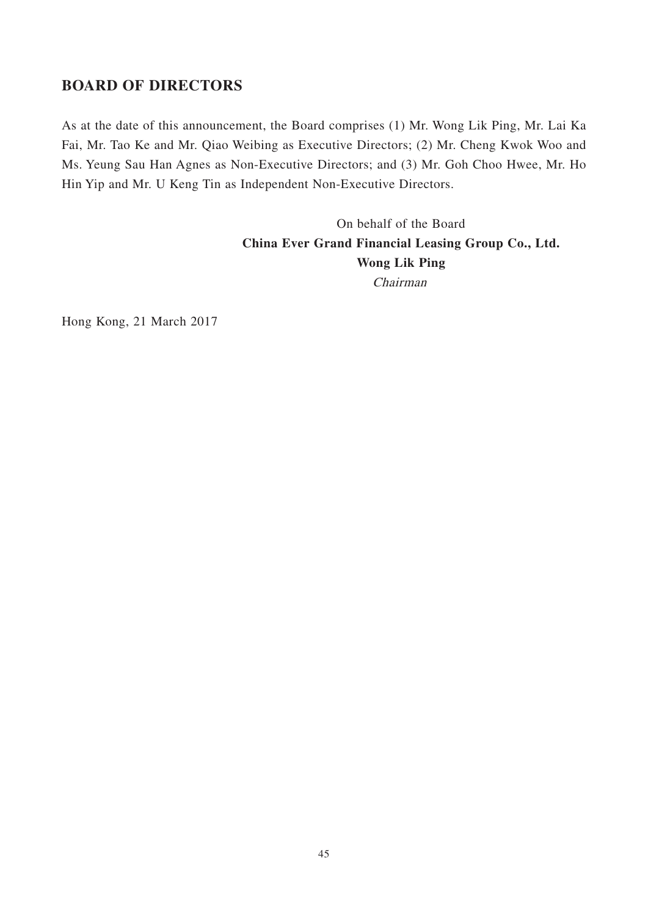## BOARD OF DIRECTORS

As at the date of this announcement, the Board comprises (1) Mr. Wong Lik Ping, Mr. Lai Ka Fai, Mr. Tao Ke and Mr. Qiao Weibing as Executive Directors; (2) Mr. Cheng Kwok Woo and Ms. Yeung Sau Han Agnes as Non-Executive Directors; and (3) Mr. Goh Choo Hwee, Mr. Ho Hin Yip and Mr. U Keng Tin as Independent Non-Executive Directors.

On behalf of the Board
**China Ever Grand Financial Leasing Group Co., Ltd.**
**Wong Lik Ping**
*Chairman*

Hong Kong, 21 March 2017